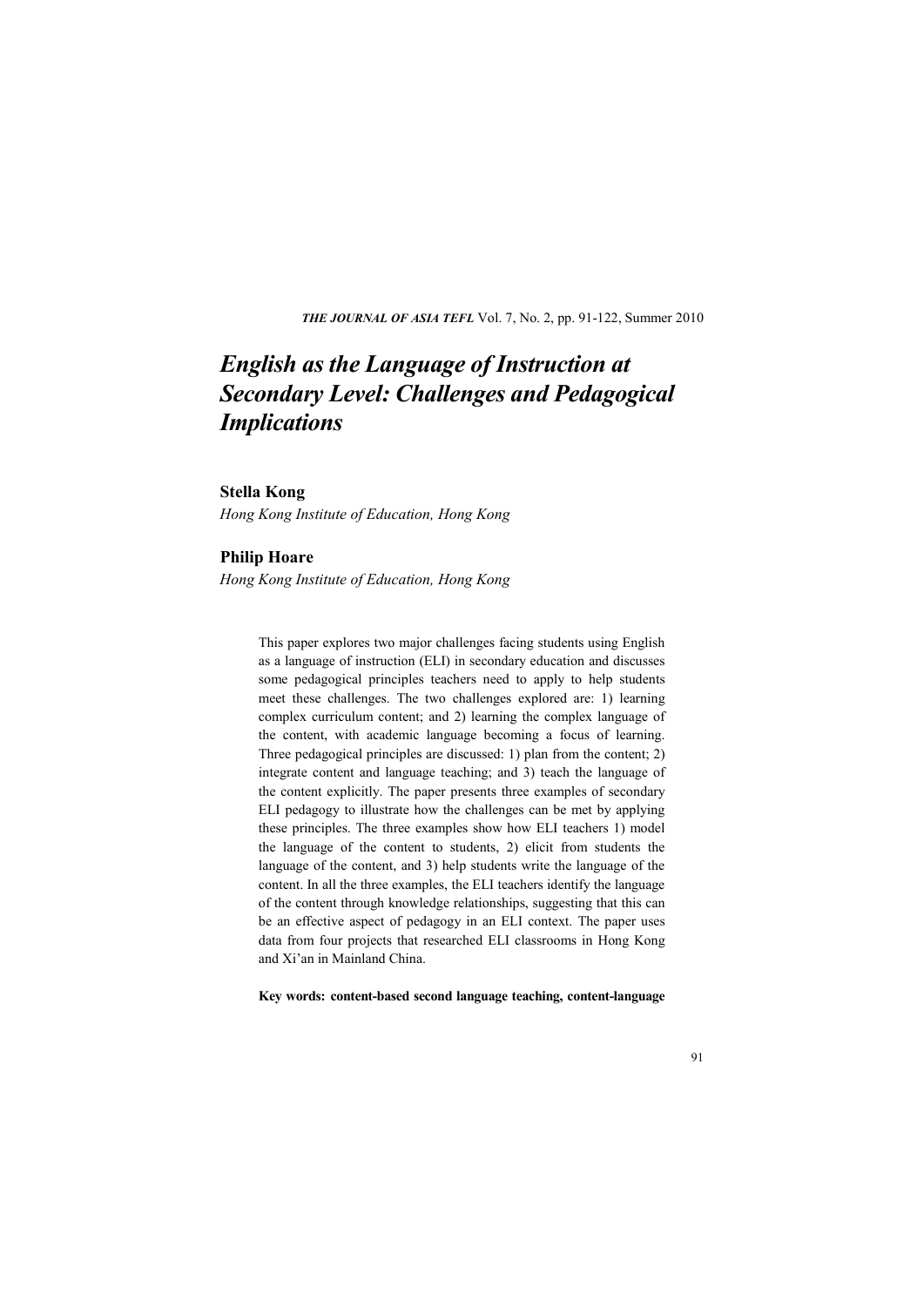# English as the Language of Instruction at Secondary Level: Challenges and Pedagogical Implications

**Stella Kong**
*Hong Kong Institute of Education, Hong Kong*

**Philip Hoare**
*Hong Kong Institute of Education, Hong Kong*

This paper explores two major challenges facing students using English as a language of instruction (ELI) in secondary education and discusses some pedagogical principles teachers need to apply to help students meet these challenges. The two challenges explored are: 1) learning complex curriculum content; and 2) learning the complex language of the content, with academic language becoming a focus of learning. Three pedagogical principles are discussed: 1) plan from the content; 2) integrate content and language teaching; and 3) teach the language of the content explicitly. The paper presents three examples of secondary ELI pedagogy to illustrate how the challenges can be met by applying these principles. The three examples show how ELI teachers 1) model the language of the content to students, 2) elicit from students the language of the content, and 3) help students write the language of the content. In all the three examples, the ELI teachers identify the language of the content through knowledge relationships, suggesting that this can be an effective aspect of pedagogy in an ELI context. The paper uses data from four projects that researched ELI classrooms in Hong Kong and Xi'an in Mainland China.

**Key words: content-based second language teaching, content-language**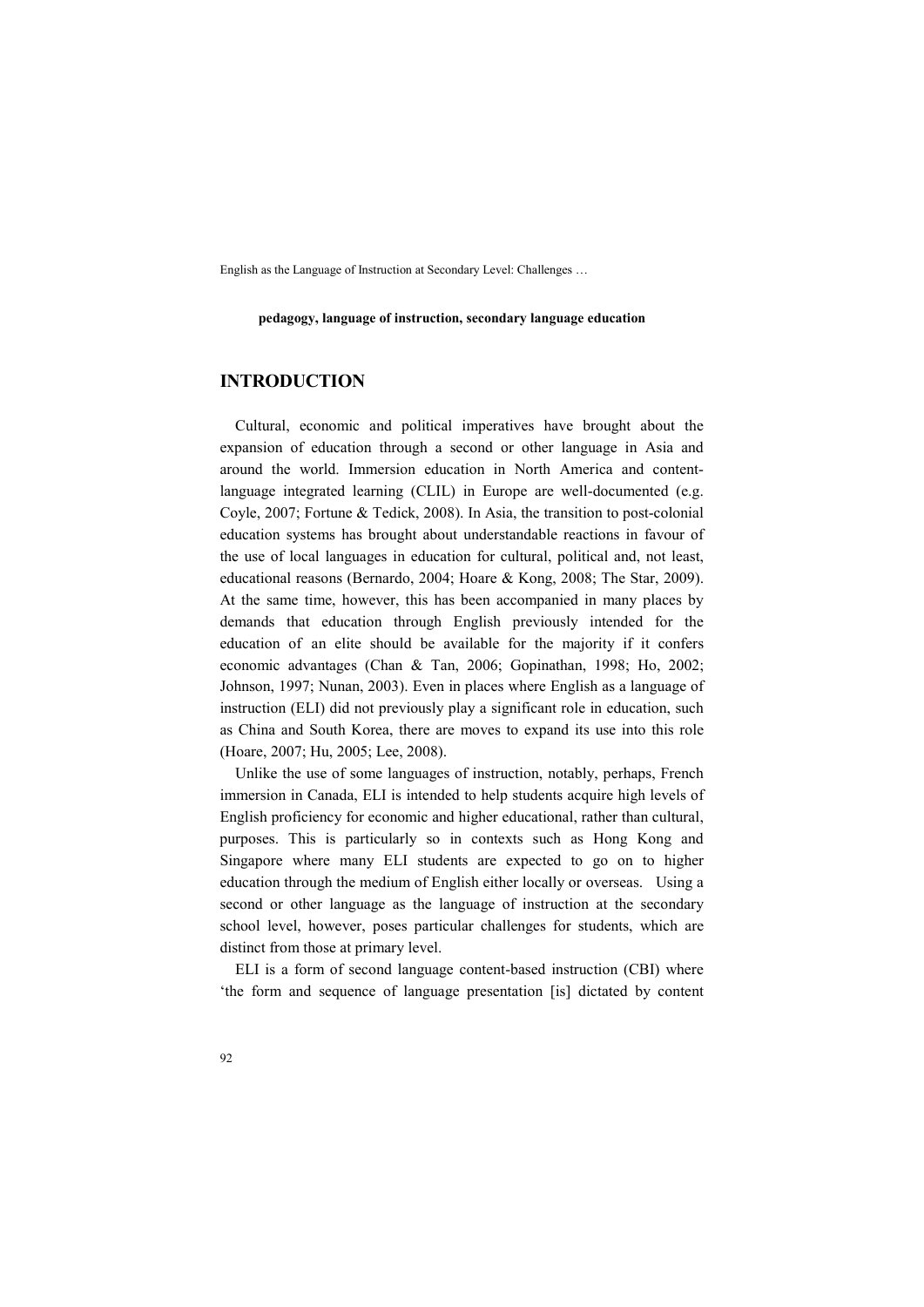**pedagogy, language of instruction, secondary language education**

## INTRODUCTION

Cultural, economic and political imperatives have brought about the expansion of education through a second or other language in Asia and around the world. Immersion education in North America and content-language integrated learning (CLIL) in Europe are well-documented (e.g. Coyle, 2007; Fortune & Tedick, 2008). In Asia, the transition to post-colonial education systems has brought about understandable reactions in favour of the use of local languages in education for cultural, political and, not least, educational reasons (Bernardo, 2004; Hoare & Kong, 2008; The Star, 2009). At the same time, however, this has been accompanied in many places by demands that education through English previously intended for the education of an elite should be available for the majority if it confers economic advantages (Chan & Tan, 2006; Gopinathan, 1998; Ho, 2002; Johnson, 1997; Nunan, 2003). Even in places where English as a language of instruction (ELI) did not previously play a significant role in education, such as China and South Korea, there are moves to expand its use into this role (Hoare, 2007; Hu, 2005; Lee, 2008).

Unlike the use of some languages of instruction, notably, perhaps, French immersion in Canada, ELI is intended to help students acquire high levels of English proficiency for economic and higher educational, rather than cultural, purposes. This is particularly so in contexts such as Hong Kong and Singapore where many ELI students are expected to go on to higher education through the medium of English either locally or overseas. Using a second or other language as the language of instruction at the secondary school level, however, poses particular challenges for students, which are distinct from those at primary level.

ELI is a form of second language content-based instruction (CBI) where 'the form and sequence of language presentation [is] dictated by content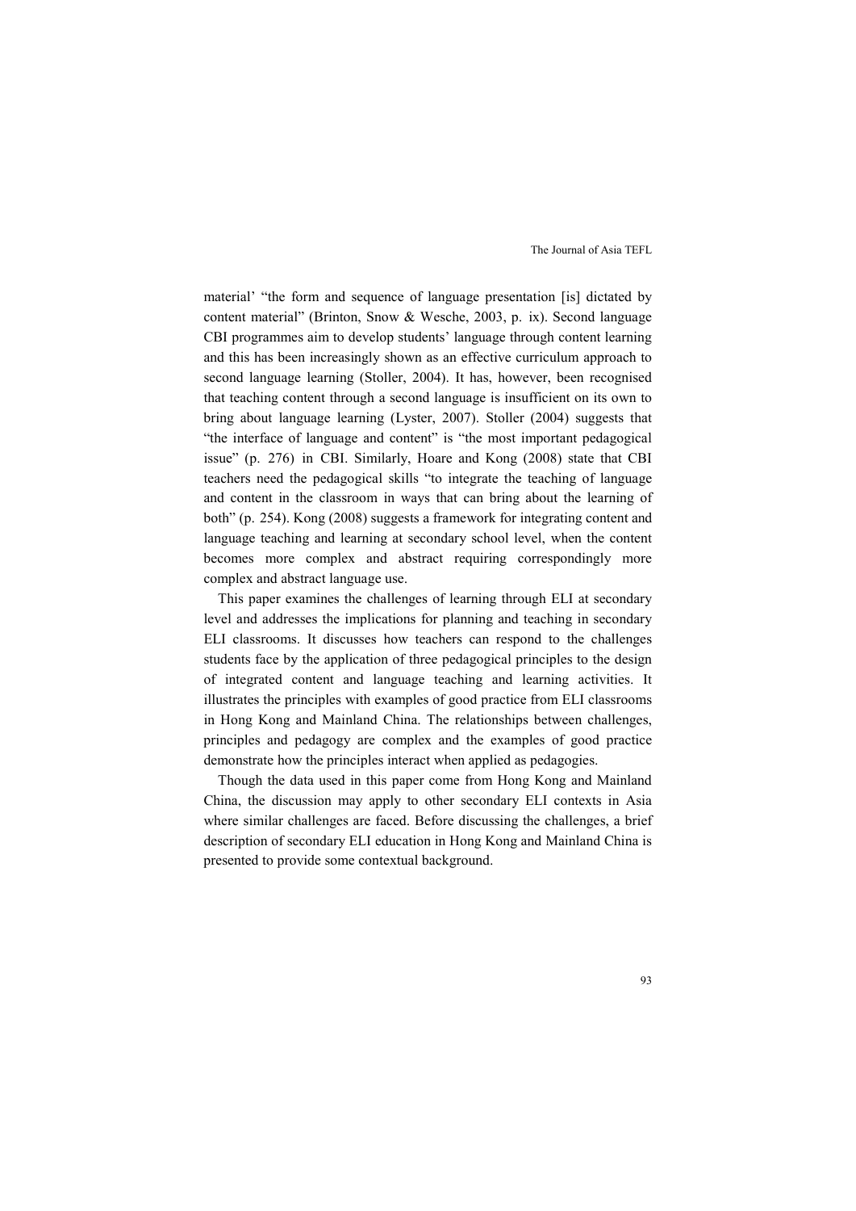material' "the form and sequence of language presentation [is] dictated by content material" (Brinton, Snow & Wesche, 2003, p. ix). Second language CBI programmes aim to develop students' language through content learning and this has been increasingly shown as an effective curriculum approach to second language learning (Stoller, 2004). It has, however, been recognised that teaching content through a second language is insufficient on its own to bring about language learning (Lyster, 2007). Stoller (2004) suggests that "the interface of language and content" is "the most important pedagogical issue" (p. 276) in CBI. Similarly, Hoare and Kong (2008) state that CBI teachers need the pedagogical skills "to integrate the teaching of language and content in the classroom in ways that can bring about the learning of both" (p. 254). Kong (2008) suggests a framework for integrating content and language teaching and learning at secondary school level, when the content becomes more complex and abstract requiring correspondingly more complex and abstract language use.

This paper examines the challenges of learning through ELI at secondary level and addresses the implications for planning and teaching in secondary ELI classrooms. It discusses how teachers can respond to the challenges students face by the application of three pedagogical principles to the design of integrated content and language teaching and learning activities. It illustrates the principles with examples of good practice from ELI classrooms in Hong Kong and Mainland China. The relationships between challenges, principles and pedagogy are complex and the examples of good practice demonstrate how the principles interact when applied as pedagogies.

Though the data used in this paper come from Hong Kong and Mainland China, the discussion may apply to other secondary ELI contexts in Asia where similar challenges are faced. Before discussing the challenges, a brief description of secondary ELI education in Hong Kong and Mainland China is presented to provide some contextual background.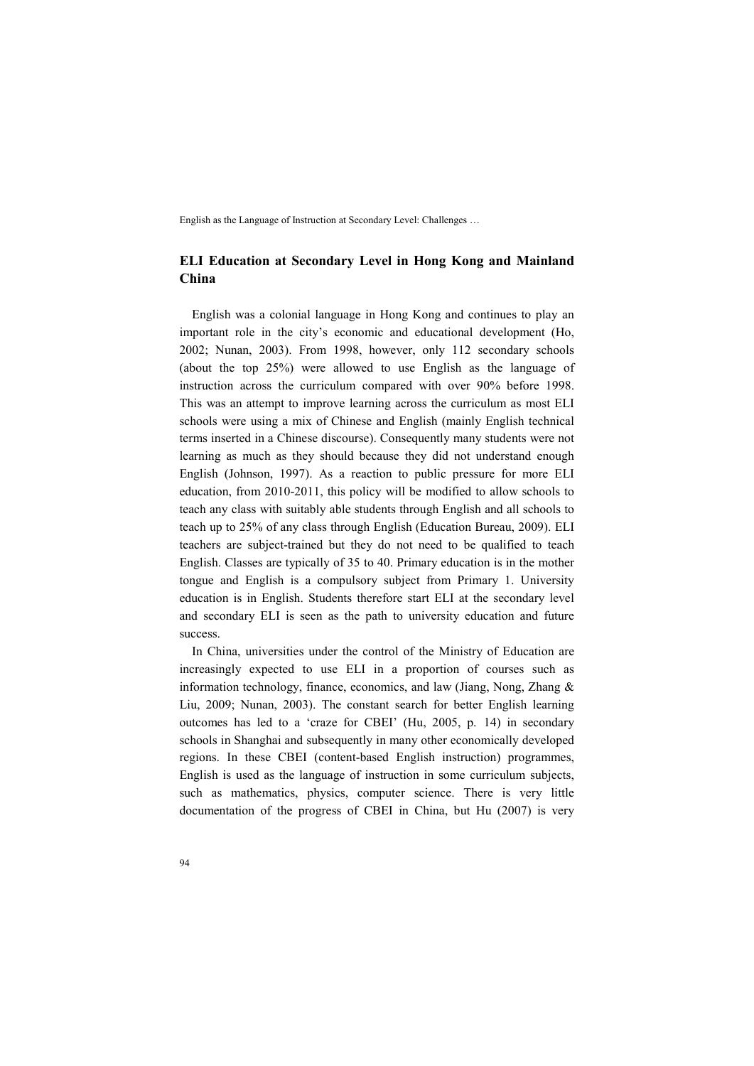## ELI Education at Secondary Level in Hong Kong and Mainland China

English was a colonial language in Hong Kong and continues to play an important role in the city's economic and educational development (Ho, 2002; Nunan, 2003). From 1998, however, only 112 secondary schools (about the top 25%) were allowed to use English as the language of instruction across the curriculum compared with over 90% before 1998. This was an attempt to improve learning across the curriculum as most ELI schools were using a mix of Chinese and English (mainly English technical terms inserted in a Chinese discourse). Consequently many students were not learning as much as they should because they did not understand enough English (Johnson, 1997). As a reaction to public pressure for more ELI education, from 2010-2011, this policy will be modified to allow schools to teach any class with suitably able students through English and all schools to teach up to 25% of any class through English (Education Bureau, 2009). ELI teachers are subject-trained but they do not need to be qualified to teach English. Classes are typically of 35 to 40. Primary education is in the mother tongue and English is a compulsory subject from Primary 1. University education is in English. Students therefore start ELI at the secondary level and secondary ELI is seen as the path to university education and future success.

In China, universities under the control of the Ministry of Education are increasingly expected to use ELI in a proportion of courses such as information technology, finance, economics, and law (Jiang, Nong, Zhang & Liu, 2009; Nunan, 2003). The constant search for better English learning outcomes has led to a 'craze for CBEI' (Hu, 2005, p. 14) in secondary schools in Shanghai and subsequently in many other economically developed regions. In these CBEI (content-based English instruction) programmes, English is used as the language of instruction in some curriculum subjects, such as mathematics, physics, computer science. There is very little documentation of the progress of CBEI in China, but Hu (2007) is very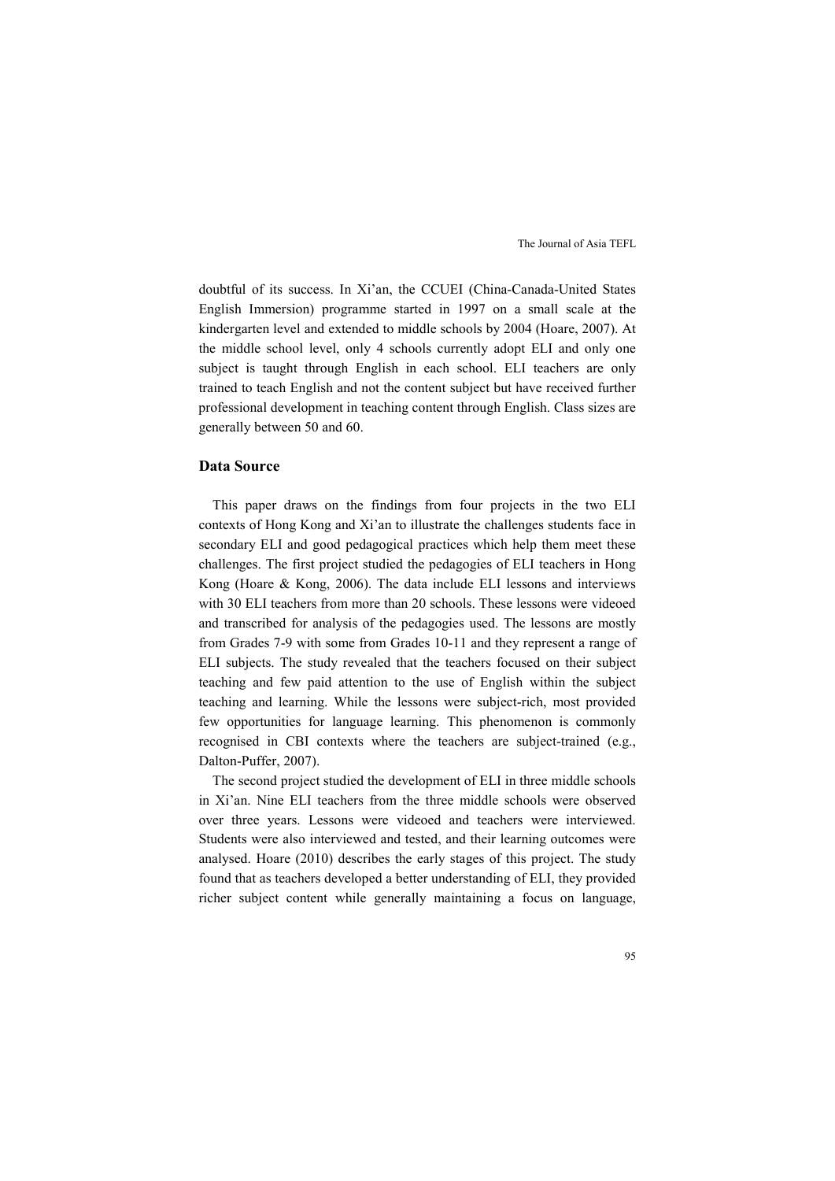doubtful of its success. In Xi'an, the CCUEI (China-Canada-United States English Immersion) programme started in 1997 on a small scale at the kindergarten level and extended to middle schools by 2004 (Hoare, 2007). At the middle school level, only 4 schools currently adopt ELI and only one subject is taught through English in each school. ELI teachers are only trained to teach English and not the content subject but have received further professional development in teaching content through English. Class sizes are generally between 50 and 60.

## Data Source

This paper draws on the findings from four projects in the two ELI contexts of Hong Kong and Xi'an to illustrate the challenges students face in secondary ELI and good pedagogical practices which help them meet these challenges. The first project studied the pedagogies of ELI teachers in Hong Kong (Hoare & Kong, 2006). The data include ELI lessons and interviews with 30 ELI teachers from more than 20 schools. These lessons were videoed and transcribed for analysis of the pedagogies used. The lessons are mostly from Grades 7-9 with some from Grades 10-11 and they represent a range of ELI subjects. The study revealed that the teachers focused on their subject teaching and few paid attention to the use of English within the subject teaching and learning. While the lessons were subject-rich, most provided few opportunities for language learning. This phenomenon is commonly recognised in CBI contexts where the teachers are subject-trained (e.g., Dalton-Puffer, 2007).

The second project studied the development of ELI in three middle schools in Xi'an. Nine ELI teachers from the three middle schools were observed over three years. Lessons were videoed and teachers were interviewed. Students were also interviewed and tested, and their learning outcomes were analysed. Hoare (2010) describes the early stages of this project. The study found that as teachers developed a better understanding of ELI, they provided richer subject content while generally maintaining a focus on language,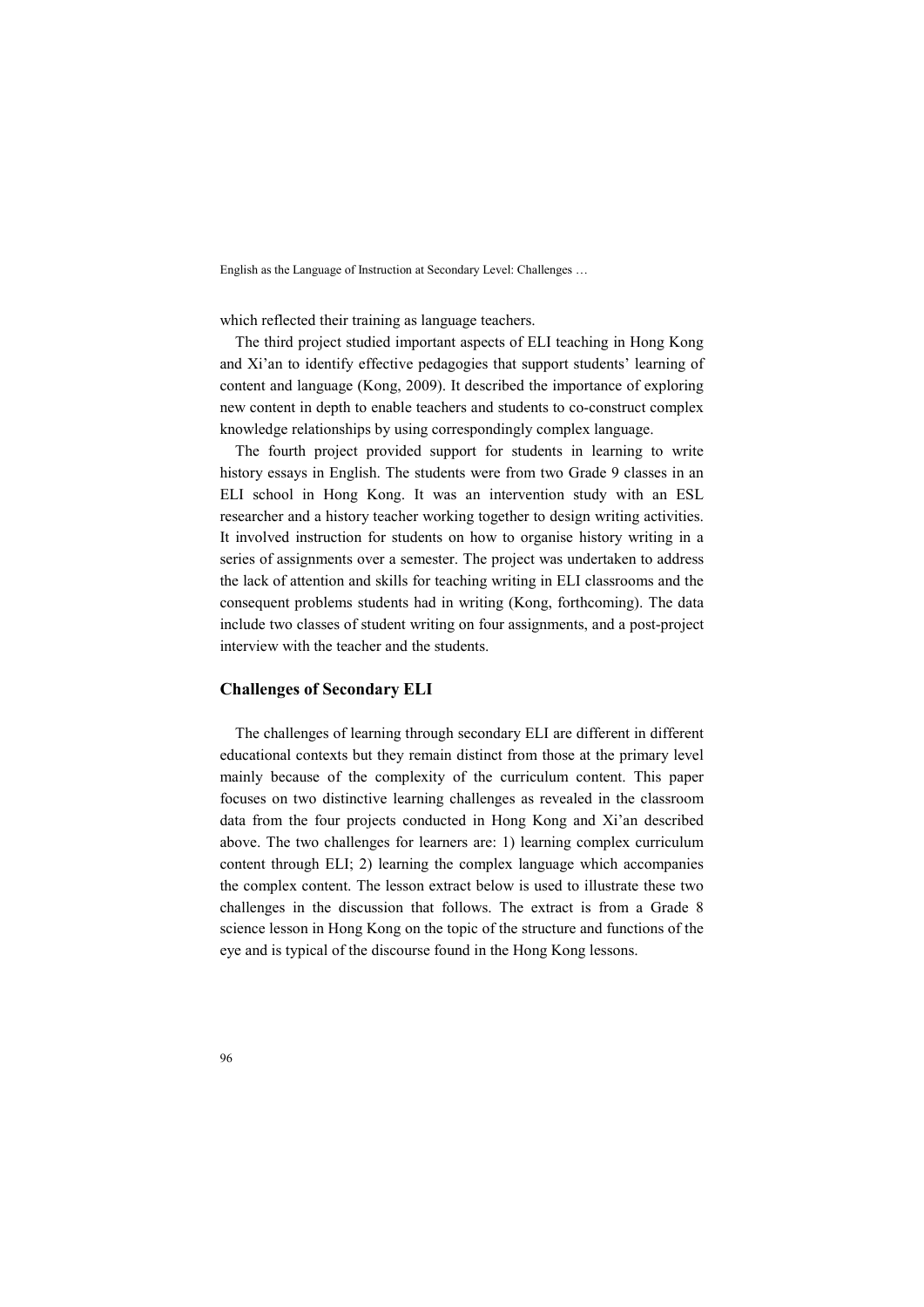which reflected their training as language teachers.

The third project studied important aspects of ELI teaching in Hong Kong and Xi'an to identify effective pedagogies that support students' learning of content and language (Kong, 2009). It described the importance of exploring new content in depth to enable teachers and students to co-construct complex knowledge relationships by using correspondingly complex language.

The fourth project provided support for students in learning to write history essays in English. The students were from two Grade 9 classes in an ELI school in Hong Kong. It was an intervention study with an ESL researcher and a history teacher working together to design writing activities. It involved instruction for students on how to organise history writing in a series of assignments over a semester. The project was undertaken to address the lack of attention and skills for teaching writing in ELI classrooms and the consequent problems students had in writing (Kong, forthcoming). The data include two classes of student writing on four assignments, and a post-project interview with the teacher and the students.

## Challenges of Secondary ELI

The challenges of learning through secondary ELI are different in different educational contexts but they remain distinct from those at the primary level mainly because of the complexity of the curriculum content. This paper focuses on two distinctive learning challenges as revealed in the classroom data from the four projects conducted in Hong Kong and Xi'an described above. The two challenges for learners are: 1) learning complex curriculum content through ELI; 2) learning the complex language which accompanies the complex content. The lesson extract below is used to illustrate these two challenges in the discussion that follows. The extract is from a Grade 8 science lesson in Hong Kong on the topic of the structure and functions of the eye and is typical of the discourse found in the Hong Kong lessons.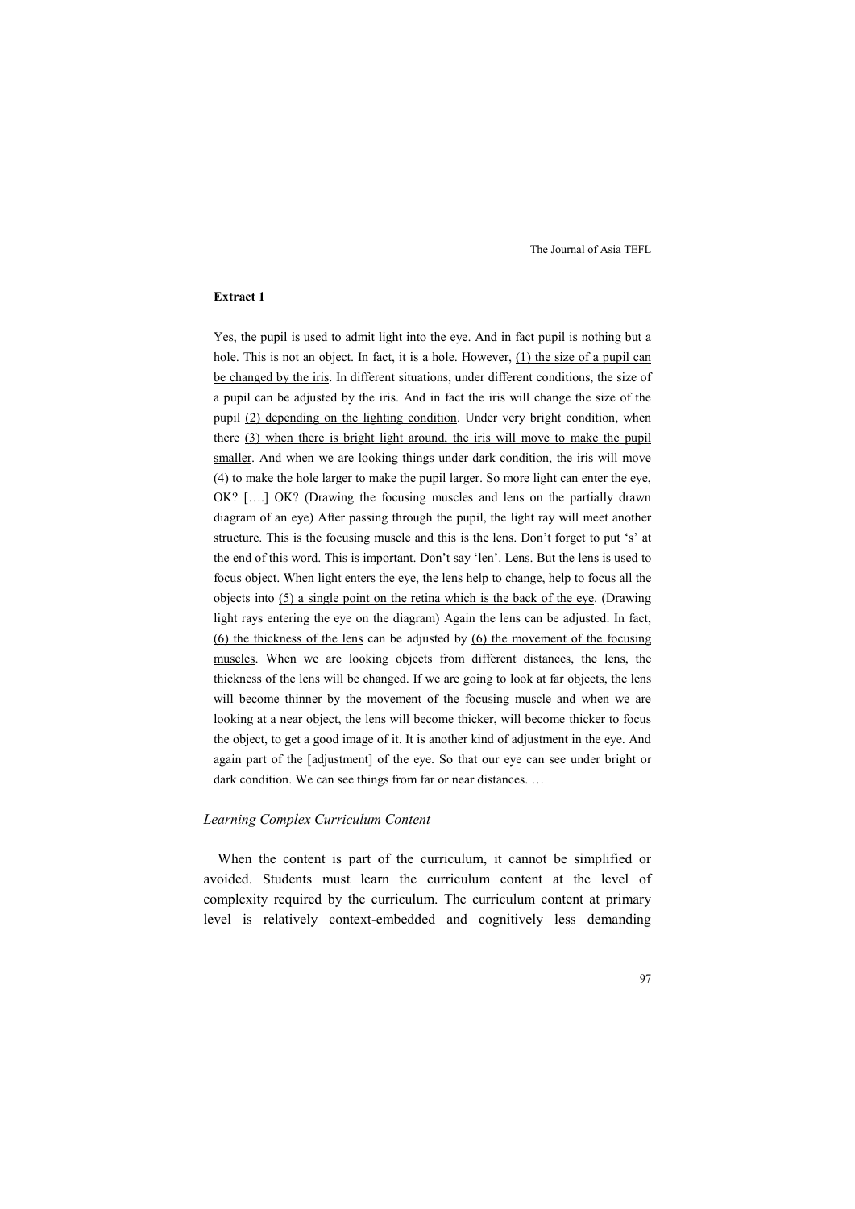**Extract 1**

Yes, the pupil is used to admit light into the eye. And in fact pupil is nothing but a hole. This is not an object. In fact, it is a hole. However, <u>(1) the size of a pupil can be changed by the iris</u>. In different situations, under different conditions, the size of a pupil can be adjusted by the iris. And in fact the iris will change the size of the pupil <u>(2) depending on the lighting condition</u>. Under very bright condition, when there <u>(3) when there is bright light around, the iris will move to make the pupil smaller</u>. And when we are looking things under dark condition, the iris will move <u>(4) to make the hole larger to make the pupil larger</u>. So more light can enter the eye, OK? [….] OK? (Drawing the focusing muscles and lens on the partially drawn diagram of an eye) After passing through the pupil, the light ray will meet another structure. This is the focusing muscle and this is the lens. Don't forget to put 's' at the end of this word. This is important. Don't say 'len'. Lens. But the lens is used to focus object. When light enters the eye, the lens help to change, help to focus all the objects into <u>(5) a single point on the retina which is the back of the eye</u>. (Drawing light rays entering the eye on the diagram) Again the lens can be adjusted. In fact, <u>(6) the thickness of the lens</u> can be adjusted by <u>(6) the movement of the focusing muscles</u>. When we are looking objects from different distances, the lens, the thickness of the lens will be changed. If we are going to look at far objects, the lens will become thinner by the movement of the focusing muscle and when we are looking at a near object, the lens will become thicker, will become thicker to focus the object, to get a good image of it. It is another kind of adjustment in the eye. And again part of the [adjustment] of the eye. So that our eye can see under bright or dark condition. We can see things from far or near distances. …

### *Learning Complex Curriculum Content*

When the content is part of the curriculum, it cannot be simplified or avoided. Students must learn the curriculum content at the level of complexity required by the curriculum. The curriculum content at primary level is relatively context-embedded and cognitively less demanding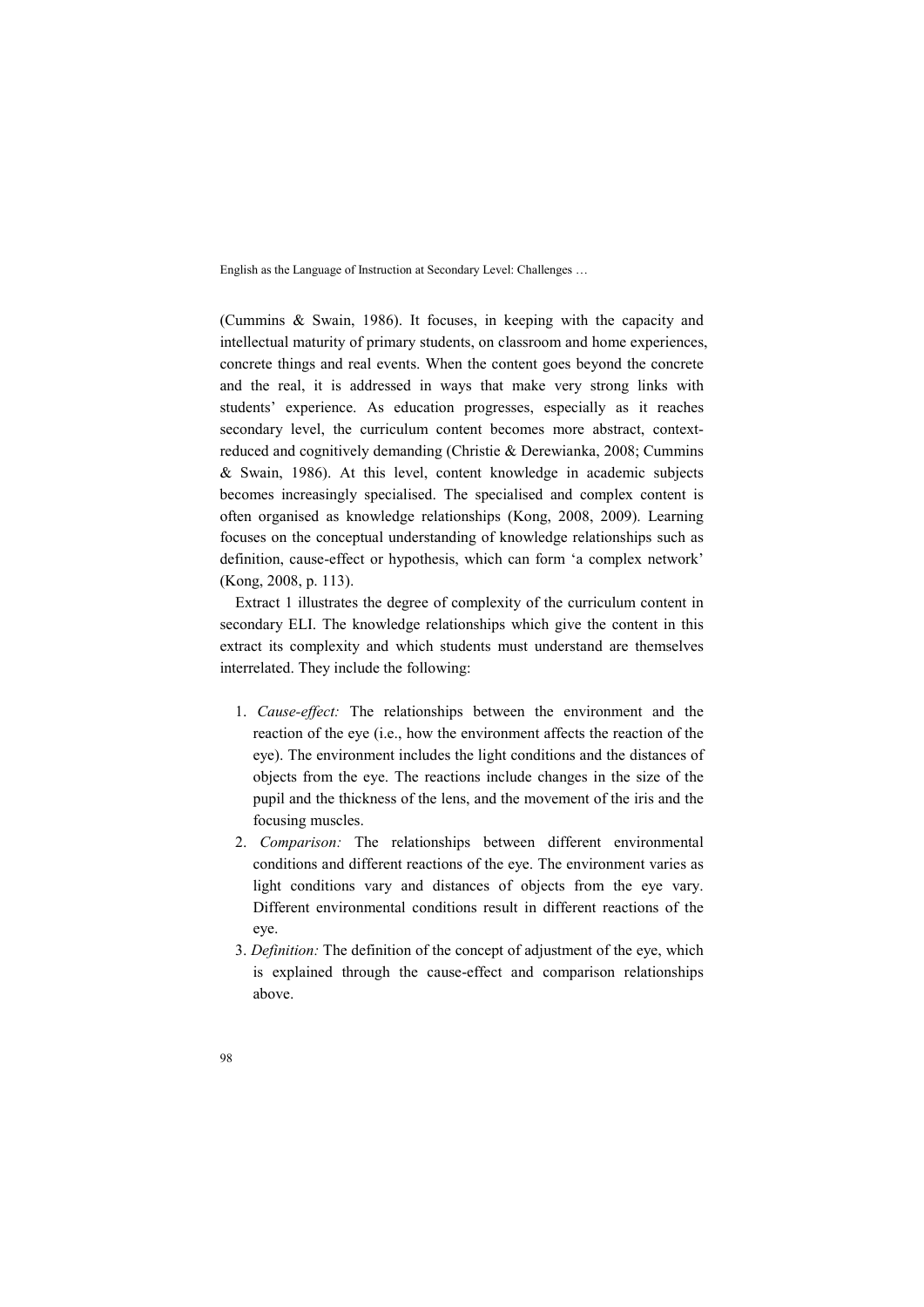(Cummins & Swain, 1986). It focuses, in keeping with the capacity and intellectual maturity of primary students, on classroom and home experiences, concrete things and real events. When the content goes beyond the concrete and the real, it is addressed in ways that make very strong links with students' experience. As education progresses, especially as it reaches secondary level, the curriculum content becomes more abstract, context-reduced and cognitively demanding (Christie & Derewianka, 2008; Cummins & Swain, 1986). At this level, content knowledge in academic subjects becomes increasingly specialised. The specialised and complex content is often organised as knowledge relationships (Kong, 2008, 2009). Learning focuses on the conceptual understanding of knowledge relationships such as definition, cause-effect or hypothesis, which can form 'a complex network' (Kong, 2008, p. 113).

Extract 1 illustrates the degree of complexity of the curriculum content in secondary ELI. The knowledge relationships which give the content in this extract its complexity and which students must understand are themselves interrelated. They include the following:

1. *Cause-effect:* The relationships between the environment and the reaction of the eye (i.e., how the environment affects the reaction of the eye). The environment includes the light conditions and the distances of objects from the eye. The reactions include changes in the size of the pupil and the thickness of the lens, and the movement of the iris and the focusing muscles.
2. *Comparison:* The relationships between different environmental conditions and different reactions of the eye. The environment varies as light conditions vary and distances of objects from the eye vary. Different environmental conditions result in different reactions of the eye.
3. *Definition:* The definition of the concept of adjustment of the eye, which is explained through the cause-effect and comparison relationships above.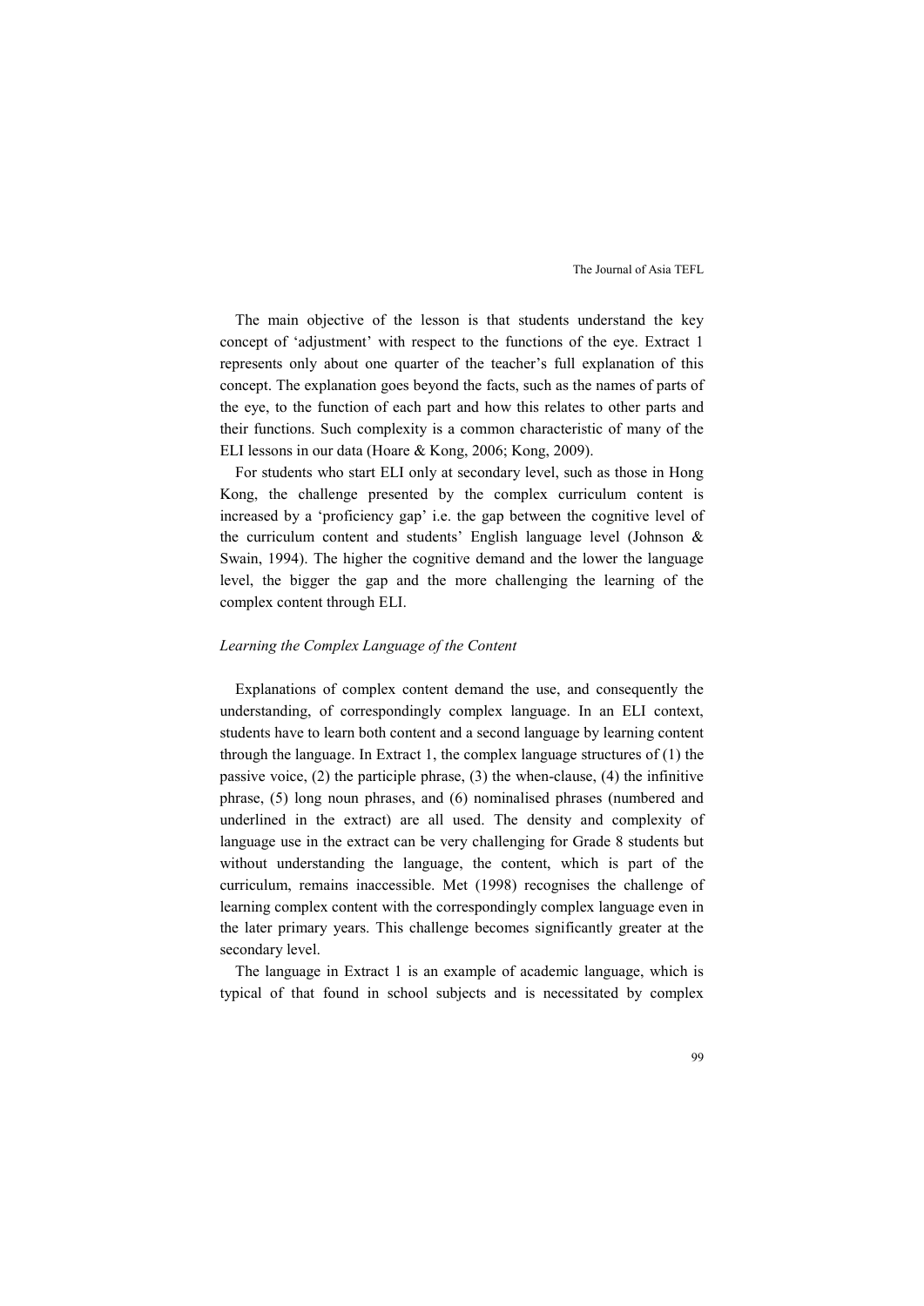The main objective of the lesson is that students understand the key concept of 'adjustment' with respect to the functions of the eye. Extract 1 represents only about one quarter of the teacher's full explanation of this concept. The explanation goes beyond the facts, such as the names of parts of the eye, to the function of each part and how this relates to other parts and their functions. Such complexity is a common characteristic of many of the ELI lessons in our data (Hoare & Kong, 2006; Kong, 2009).

For students who start ELI only at secondary level, such as those in Hong Kong, the challenge presented by the complex curriculum content is increased by a 'proficiency gap' i.e. the gap between the cognitive level of the curriculum content and students' English language level (Johnson & Swain, 1994). The higher the cognitive demand and the lower the language level, the bigger the gap and the more challenging the learning of the complex content through ELI.

### *Learning the Complex Language of the Content*

Explanations of complex content demand the use, and consequently the understanding, of correspondingly complex language. In an ELI context, students have to learn both content and a second language by learning content through the language. In Extract 1, the complex language structures of (1) the passive voice, (2) the participle phrase, (3) the when-clause, (4) the infinitive phrase, (5) long noun phrases, and (6) nominalised phrases (numbered and underlined in the extract) are all used. The density and complexity of language use in the extract can be very challenging for Grade 8 students but without understanding the language, the content, which is part of the curriculum, remains inaccessible. Met (1998) recognises the challenge of learning complex content with the correspondingly complex language even in the later primary years. This challenge becomes significantly greater at the secondary level.

The language in Extract 1 is an example of academic language, which is typical of that found in school subjects and is necessitated by complex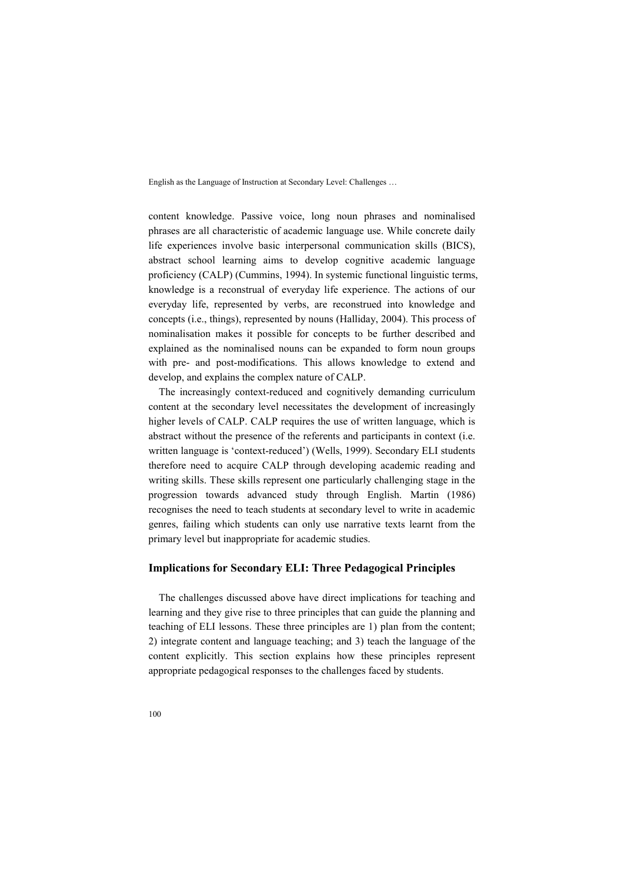content knowledge. Passive voice, long noun phrases and nominalised phrases are all characteristic of academic language use. While concrete daily life experiences involve basic interpersonal communication skills (BICS), abstract school learning aims to develop cognitive academic language proficiency (CALP) (Cummins, 1994). In systemic functional linguistic terms, knowledge is a reconstrual of everyday life experience. The actions of our everyday life, represented by verbs, are reconstrued into knowledge and concepts (i.e., things), represented by nouns (Halliday, 2004). This process of nominalisation makes it possible for concepts to be further described and explained as the nominalised nouns can be expanded to form noun groups with pre- and post-modifications. This allows knowledge to extend and develop, and explains the complex nature of CALP.

The increasingly context-reduced and cognitively demanding curriculum content at the secondary level necessitates the development of increasingly higher levels of CALP. CALP requires the use of written language, which is abstract without the presence of the referents and participants in context (i.e. written language is 'context-reduced') (Wells, 1999). Secondary ELI students therefore need to acquire CALP through developing academic reading and writing skills. These skills represent one particularly challenging stage in the progression towards advanced study through English. Martin (1986) recognises the need to teach students at secondary level to write in academic genres, failing which students can only use narrative texts learnt from the primary level but inappropriate for academic studies.

## Implications for Secondary ELI: Three Pedagogical Principles

The challenges discussed above have direct implications for teaching and learning and they give rise to three principles that can guide the planning and teaching of ELI lessons. These three principles are 1) plan from the content; 2) integrate content and language teaching; and 3) teach the language of the content explicitly. This section explains how these principles represent appropriate pedagogical responses to the challenges faced by students.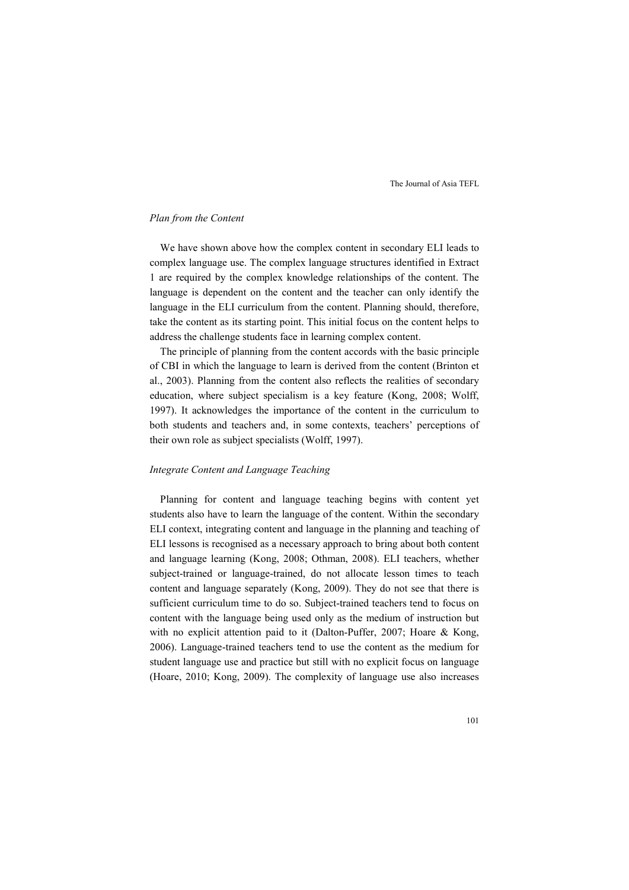*Plan from the Content*

We have shown above how the complex content in secondary ELI leads to complex language use. The complex language structures identified in Extract 1 are required by the complex knowledge relationships of the content. The language is dependent on the content and the teacher can only identify the language in the ELI curriculum from the content. Planning should, therefore, take the content as its starting point. This initial focus on the content helps to address the challenge students face in learning complex content.

The principle of planning from the content accords with the basic principle of CBI in which the language to learn is derived from the content (Brinton et al., 2003). Planning from the content also reflects the realities of secondary education, where subject specialism is a key feature (Kong, 2008; Wolff, 1997). It acknowledges the importance of the content in the curriculum to both students and teachers and, in some contexts, teachers' perceptions of their own role as subject specialists (Wolff, 1997).

*Integrate Content and Language Teaching*

Planning for content and language teaching begins with content yet students also have to learn the language of the content. Within the secondary ELI context, integrating content and language in the planning and teaching of ELI lessons is recognised as a necessary approach to bring about both content and language learning (Kong, 2008; Othman, 2008). ELI teachers, whether subject-trained or language-trained, do not allocate lesson times to teach content and language separately (Kong, 2009). They do not see that there is sufficient curriculum time to do so. Subject-trained teachers tend to focus on content with the language being used only as the medium of instruction but with no explicit attention paid to it (Dalton-Puffer, 2007; Hoare & Kong, 2006). Language-trained teachers tend to use the content as the medium for student language use and practice but still with no explicit focus on language (Hoare, 2010; Kong, 2009). The complexity of language use also increases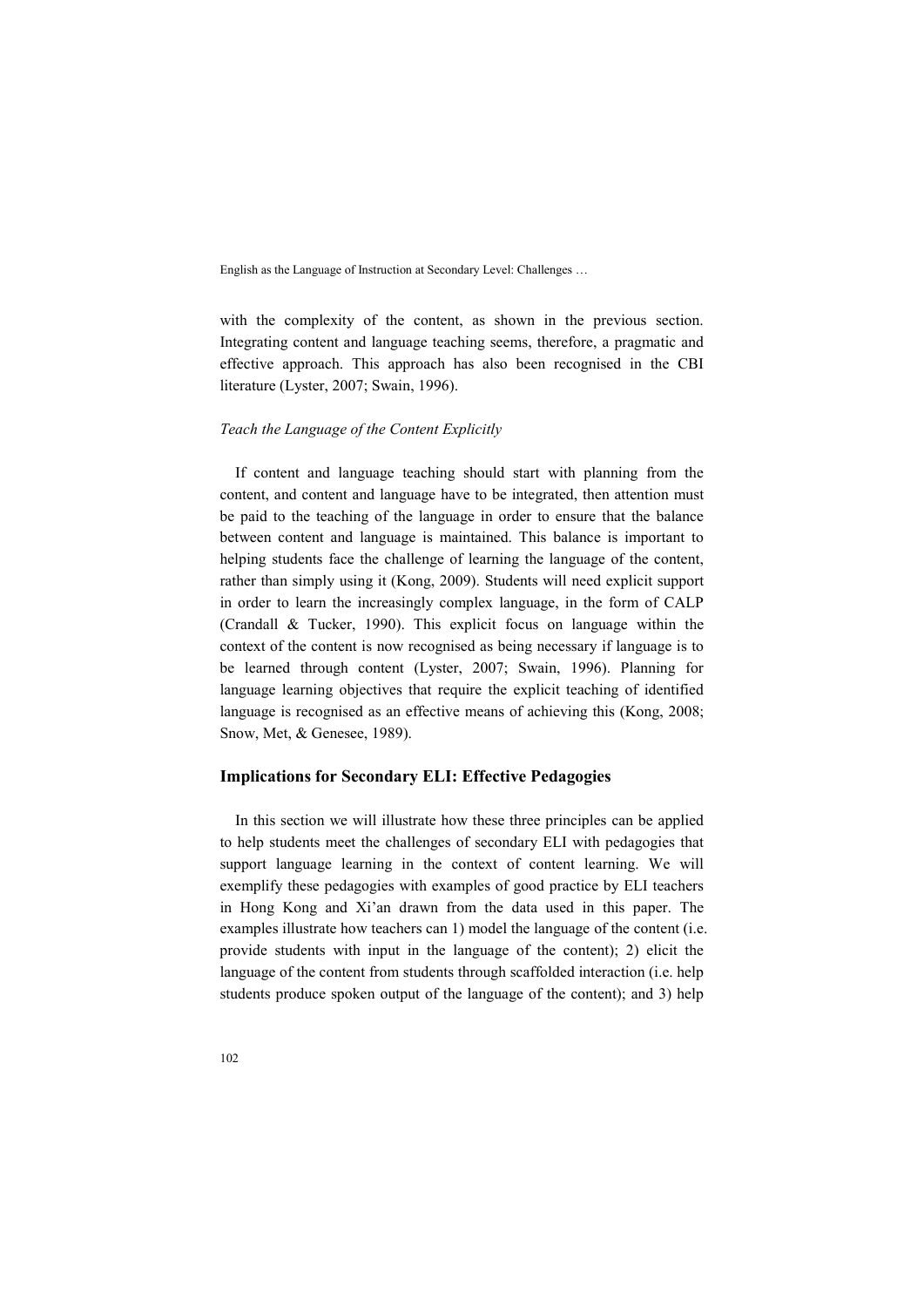with the complexity of the content, as shown in the previous section. Integrating content and language teaching seems, therefore, a pragmatic and effective approach. This approach has also been recognised in the CBI literature (Lyster, 2007; Swain, 1996).

*Teach the Language of the Content Explicitly*

If content and language teaching should start with planning from the content, and content and language have to be integrated, then attention must be paid to the teaching of the language in order to ensure that the balance between content and language is maintained. This balance is important to helping students face the challenge of learning the language of the content, rather than simply using it (Kong, 2009). Students will need explicit support in order to learn the increasingly complex language, in the form of CALP (Crandall & Tucker, 1990). This explicit focus on language within the context of the content is now recognised as being necessary if language is to be learned through content (Lyster, 2007; Swain, 1996). Planning for language learning objectives that require the explicit teaching of identified language is recognised as an effective means of achieving this (Kong, 2008; Snow, Met, & Genesee, 1989).

## Implications for Secondary ELI: Effective Pedagogies

In this section we will illustrate how these three principles can be applied to help students meet the challenges of secondary ELI with pedagogies that support language learning in the context of content learning. We will exemplify these pedagogies with examples of good practice by ELI teachers in Hong Kong and Xi'an drawn from the data used in this paper. The examples illustrate how teachers can 1) model the language of the content (i.e. provide students with input in the language of the content); 2) elicit the language of the content from students through scaffolded interaction (i.e. help students produce spoken output of the language of the content); and 3) help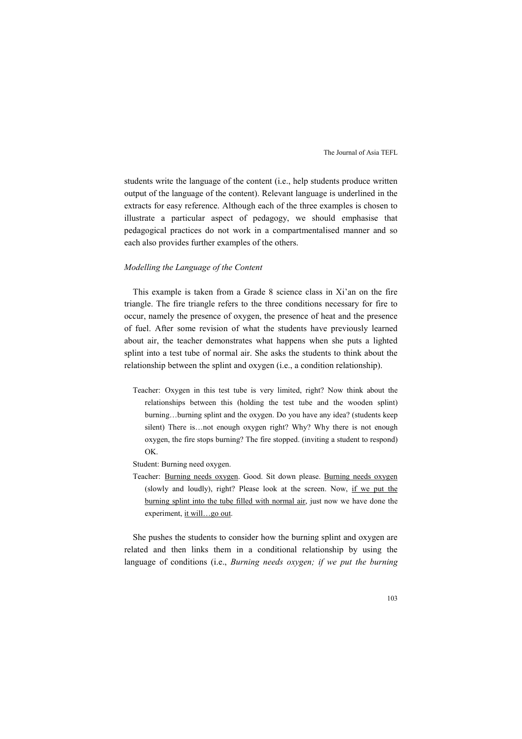students write the language of the content (i.e., help students produce written output of the language of the content). Relevant language is underlined in the extracts for easy reference. Although each of the three examples is chosen to illustrate a particular aspect of pedagogy, we should emphasise that pedagogical practices do not work in a compartmentalised manner and so each also provides further examples of the others.

### *Modelling the Language of the Content*

This example is taken from a Grade 8 science class in Xi'an on the fire triangle. The fire triangle refers to the three conditions necessary for fire to occur, namely the presence of oxygen, the presence of heat and the presence of fuel. After some revision of what the students have previously learned about air, the teacher demonstrates what happens when she puts a lighted splint into a test tube of normal air. She asks the students to think about the relationship between the splint and oxygen (i.e., a condition relationship).

> Teacher: Oxygen in this test tube is very limited, right? Now think about the relationships between this (holding the test tube and the wooden splint) burning…burning splint and the oxygen. Do you have any idea? (students keep silent) There is…not enough oxygen right? Why? Why there is not enough oxygen, the fire stops burning? The fire stopped. (inviting a student to respond) OK.
>
> Student: Burning need oxygen.
>
> Teacher: <u>Burning needs oxygen</u>. Good. Sit down please. <u>Burning needs oxygen</u> (slowly and loudly), right? Please look at the screen. Now, <u>if we put the burning splint into the tube filled with normal air</u>, just now we have done the experiment, <u>it will…go out</u>.

She pushes the students to consider how the burning splint and oxygen are related and then links them in a conditional relationship by using the language of conditions (i.e., *Burning needs oxygen; if we put the burning*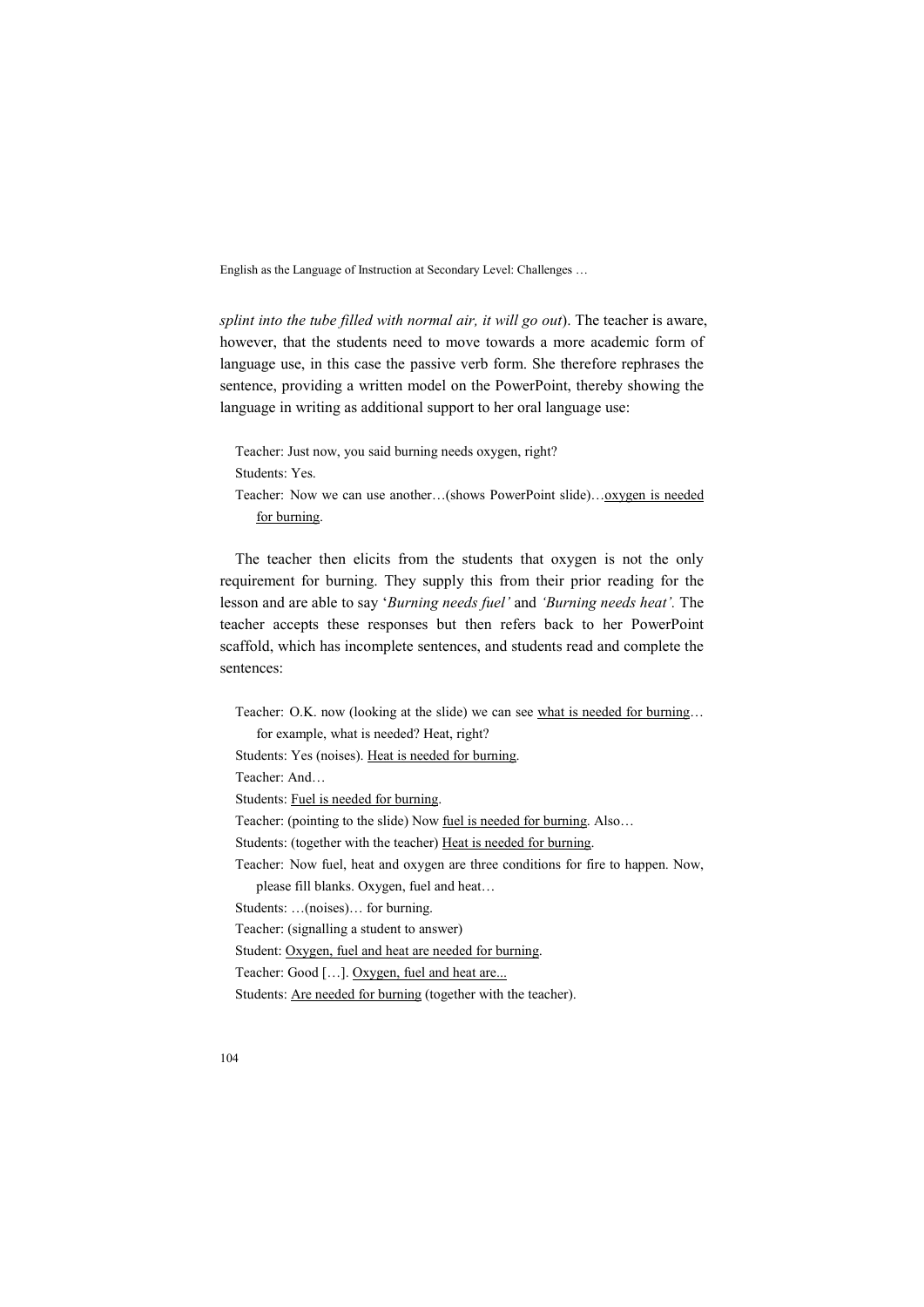*splint into the tube filled with normal air, it will go out*). The teacher is aware, however, that the students need to move towards a more academic form of language use, in this case the passive verb form. She therefore rephrases the sentence, providing a written model on the PowerPoint, thereby showing the language in writing as additional support to her oral language use:

> Teacher: Just now, you said burning needs oxygen, right?
>
> Students: Yes.
>
> Teacher: Now we can use another…(shows PowerPoint slide)…<u>oxygen is needed for burning</u>.

The teacher then elicits from the students that oxygen is not the only requirement for burning. They supply this from their prior reading for the lesson and are able to say '*Burning needs fuel'* and *'Burning needs heat'.* The teacher accepts these responses but then refers back to her PowerPoint scaffold, which has incomplete sentences, and students read and complete the sentences:

> Teacher: O.K. now (looking at the slide) we can see <u>what is needed for burning</u>… for example, what is needed? Heat, right?
>
> Students: Yes (noises). <u>Heat is needed for burning</u>.
>
> Teacher: And…
>
> Students: <u>Fuel is needed for burning</u>.
>
> Teacher: (pointing to the slide) Now <u>fuel is needed for burning</u>. Also…
>
> Students: (together with the teacher) <u>Heat is needed for burning</u>.
>
> Teacher: Now fuel, heat and oxygen are three conditions for fire to happen. Now, please fill blanks. Oxygen, fuel and heat…
>
> Students: …(noises)… for burning.
>
> Teacher: (signalling a student to answer)
>
> Student: <u>Oxygen, fuel and heat are needed for burning</u>.
>
> Teacher: Good […]. <u>Oxygen, fuel and heat are...</u>
>
> Students: <u>Are needed for burning</u> (together with the teacher).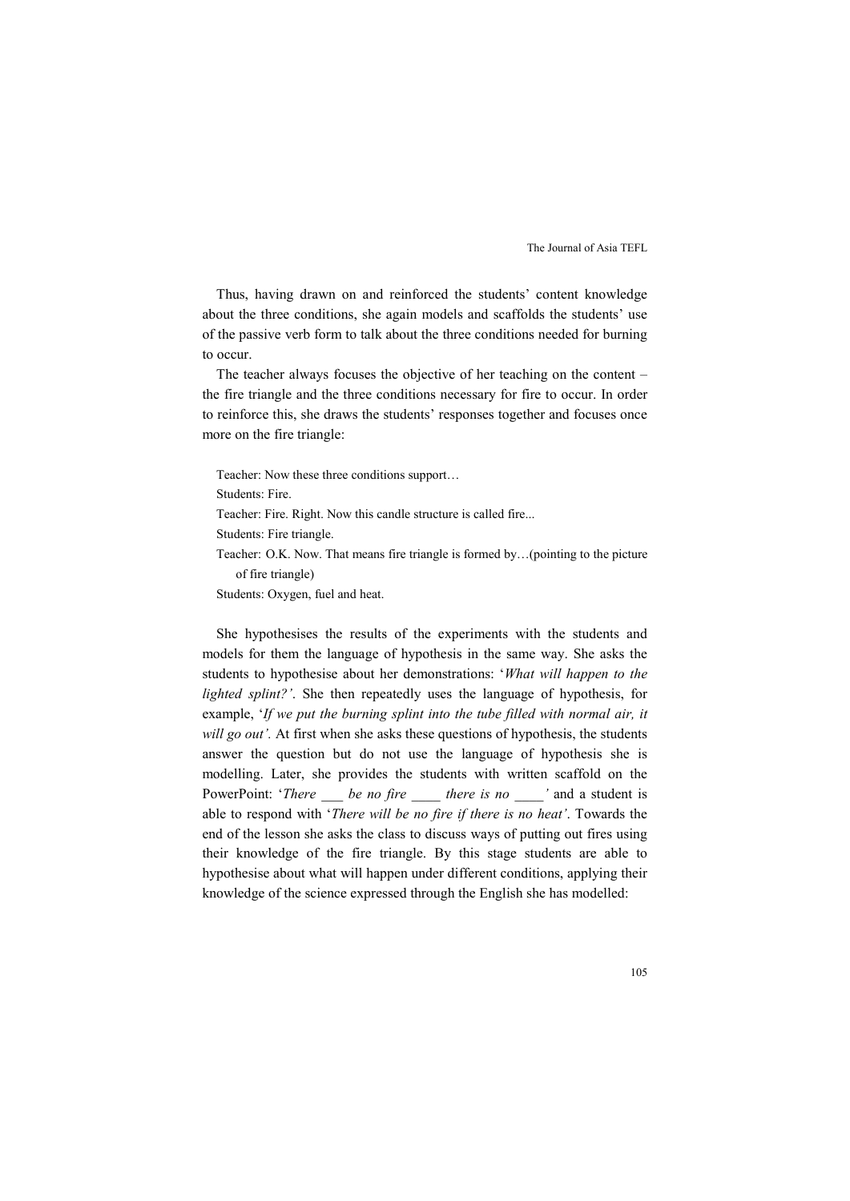Thus, having drawn on and reinforced the students' content knowledge about the three conditions, she again models and scaffolds the students' use of the passive verb form to talk about the three conditions needed for burning to occur.

The teacher always focuses the objective of her teaching on the content – the fire triangle and the three conditions necessary for fire to occur. In order to reinforce this, she draws the students' responses together and focuses once more on the fire triangle:

> Teacher: Now these three conditions support…
>
> Students: Fire.
>
> Teacher: Fire. Right. Now this candle structure is called fire...
>
> Students: Fire triangle.
>
> Teacher: O.K. Now. That means fire triangle is formed by…(pointing to the picture of fire triangle)
>
> Students: Oxygen, fuel and heat.

She hypothesises the results of the experiments with the students and models for them the language of hypothesis in the same way. She asks the students to hypothesise about her demonstrations: '*What will happen to the lighted splint?'*. She then repeatedly uses the language of hypothesis, for example, '*If we put the burning splint into the tube filled with normal air, it will go out'.* At first when she asks these questions of hypothesis, the students answer the question but do not use the language of hypothesis she is modelling. Later, she provides the students with written scaffold on the PowerPoint: '*There ___ be no fire ____ there is no ____'* and a student is able to respond with '*There will be no fire if there is no heat'*. Towards the end of the lesson she asks the class to discuss ways of putting out fires using their knowledge of the fire triangle. By this stage students are able to hypothesise about what will happen under different conditions, applying their knowledge of the science expressed through the English she has modelled: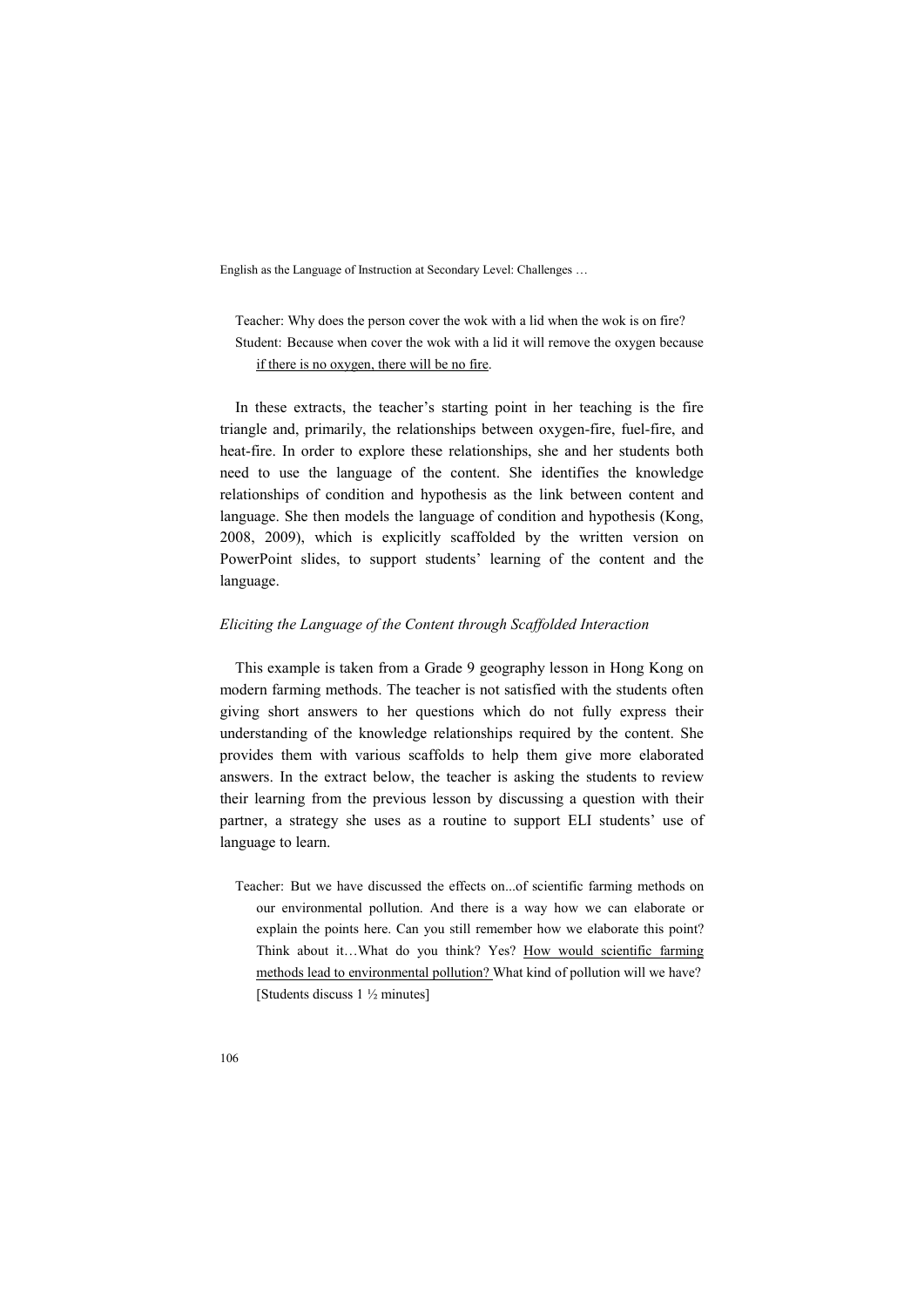Teacher: Why does the person cover the wok with a lid when the wok is on fire?

Student: Because when cover the wok with a lid it will remove the oxygen because <u>if there is no oxygen, there will be no fire</u>.

In these extracts, the teacher's starting point in her teaching is the fire triangle and, primarily, the relationships between oxygen-fire, fuel-fire, and heat-fire. In order to explore these relationships, she and her students both need to use the language of the content. She identifies the knowledge relationships of condition and hypothesis as the link between content and language. She then models the language of condition and hypothesis (Kong, 2008, 2009), which is explicitly scaffolded by the written version on PowerPoint slides, to support students' learning of the content and the language.

*Eliciting the Language of the Content through Scaffolded Interaction*

This example is taken from a Grade 9 geography lesson in Hong Kong on modern farming methods. The teacher is not satisfied with the students often giving short answers to her questions which do not fully express their understanding of the knowledge relationships required by the content. She provides them with various scaffolds to help them give more elaborated answers. In the extract below, the teacher is asking the students to review their learning from the previous lesson by discussing a question with their partner, a strategy she uses as a routine to support ELI students' use of language to learn.

Teacher: But we have discussed the effects on...of scientific farming methods on our environmental pollution. And there is a way how we can elaborate or explain the points here. Can you still remember how we elaborate this point? Think about it…What do you think? Yes? <u>How would scientific farming methods lead to environmental pollution?</u> What kind of pollution will we have? [Students discuss 1 ½ minutes]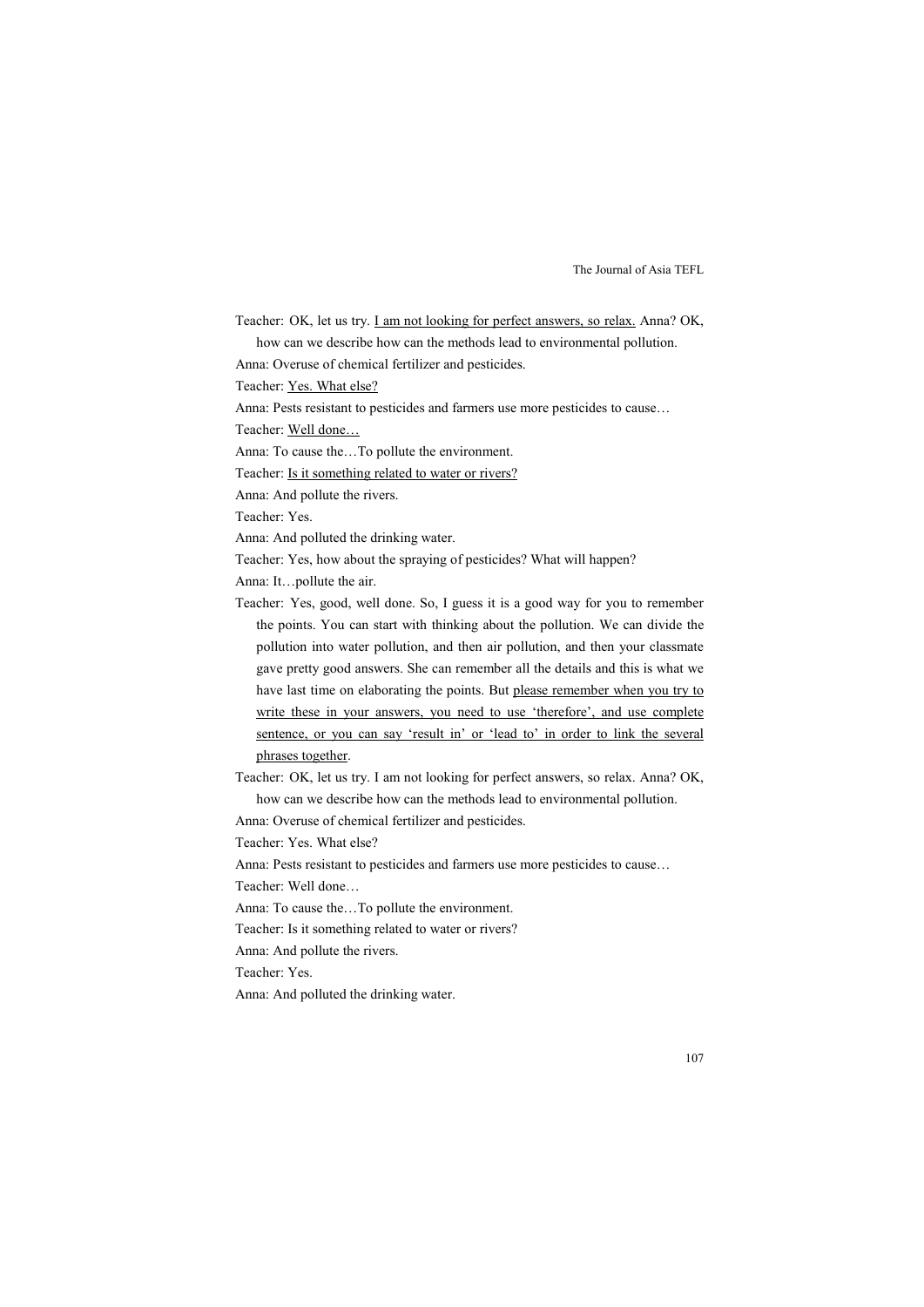Teacher: OK, let us try. <u>I am not looking for perfect answers, so relax.</u> Anna? OK, how can we describe how can the methods lead to environmental pollution.

Anna: Overuse of chemical fertilizer and pesticides.

Teacher: <u>Yes. What else?</u>

Anna: Pests resistant to pesticides and farmers use more pesticides to cause…

Teacher: <u>Well done…</u>

Anna: To cause the…To pollute the environment.

Teacher: <u>Is it something related to water or rivers?</u>

Anna: And pollute the rivers.

Teacher: Yes.

Anna: And polluted the drinking water.

Teacher: Yes, how about the spraying of pesticides? What will happen?

Anna: It…pollute the air.

Teacher: Yes, good, well done. So, I guess it is a good way for you to remember the points. You can start with thinking about the pollution. We can divide the pollution into water pollution, and then air pollution, and then your classmate gave pretty good answers. She can remember all the details and this is what we have last time on elaborating the points. But <u>please remember when you try to write these in your answers, you need to use 'therefore', and use complete sentence, or you can say 'result in' or 'lead to' in order to link the several phrases together</u>.

Teacher: OK, let us try. I am not looking for perfect answers, so relax. Anna? OK, how can we describe how can the methods lead to environmental pollution.

Anna: Overuse of chemical fertilizer and pesticides.

Teacher: Yes. What else?

Anna: Pests resistant to pesticides and farmers use more pesticides to cause…

Teacher: Well done…

Anna: To cause the…To pollute the environment.

Teacher: Is it something related to water or rivers?

Anna: And pollute the rivers.

Teacher: Yes.

Anna: And polluted the drinking water.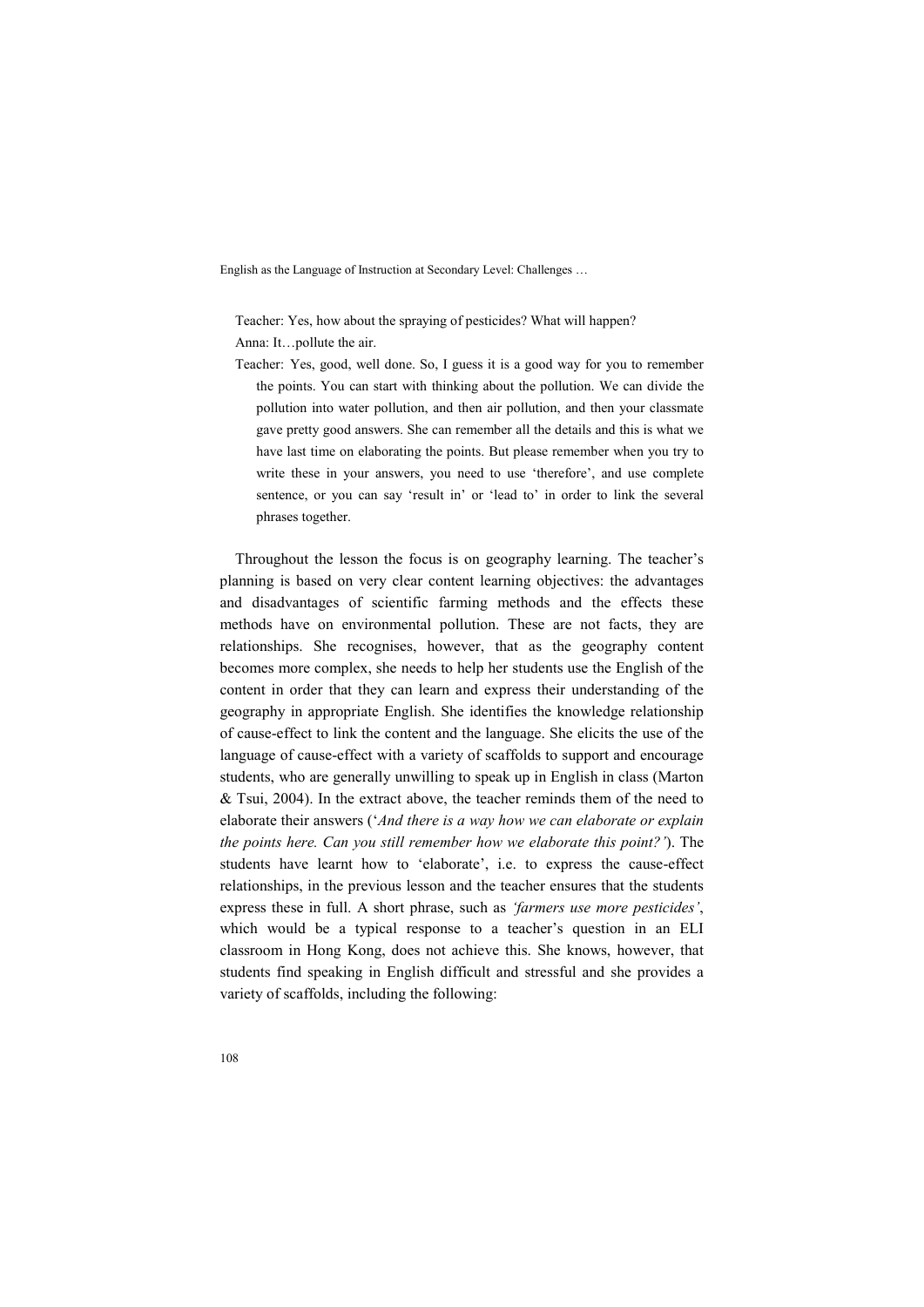Teacher: Yes, how about the spraying of pesticides? What will happen?

Anna: It…pollute the air.

Teacher: Yes, good, well done. So, I guess it is a good way for you to remember the points. You can start with thinking about the pollution. We can divide the pollution into water pollution, and then air pollution, and then your classmate gave pretty good answers. She can remember all the details and this is what we have last time on elaborating the points. But please remember when you try to write these in your answers, you need to use 'therefore', and use complete sentence, or you can say 'result in' or 'lead to' in order to link the several phrases together.

Throughout the lesson the focus is on geography learning. The teacher's planning is based on very clear content learning objectives: the advantages and disadvantages of scientific farming methods and the effects these methods have on environmental pollution. These are not facts, they are relationships. She recognises, however, that as the geography content becomes more complex, she needs to help her students use the English of the content in order that they can learn and express their understanding of the geography in appropriate English. She identifies the knowledge relationship of cause-effect to link the content and the language. She elicits the use of the language of cause-effect with a variety of scaffolds to support and encourage students, who are generally unwilling to speak up in English in class (Marton & Tsui, 2004). In the extract above, the teacher reminds them of the need to elaborate their answers ('*And there is a way how we can elaborate or explain the points here. Can you still remember how we elaborate this point?*'). The students have learnt how to 'elaborate', i.e. to express the cause-effect relationships, in the previous lesson and the teacher ensures that the students express these in full. A short phrase, such as *'farmers use more pesticides'*, which would be a typical response to a teacher's question in an ELI classroom in Hong Kong, does not achieve this. She knows, however, that students find speaking in English difficult and stressful and she provides a variety of scaffolds, including the following: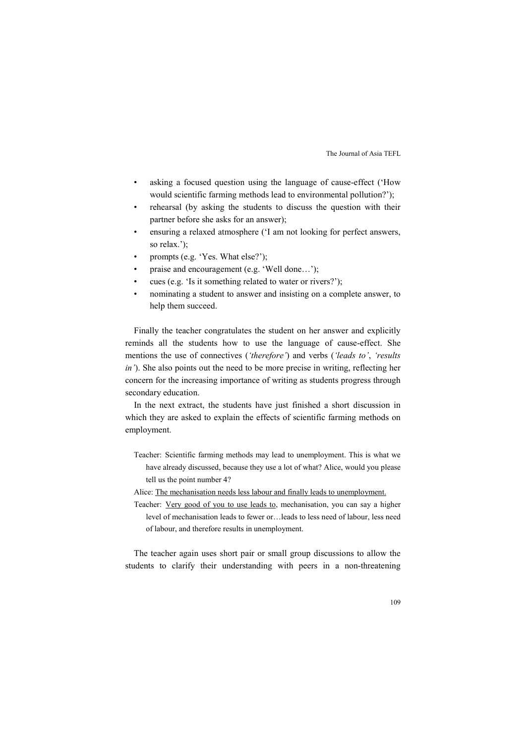- asking a focused question using the language of cause-effect ('How would scientific farming methods lead to environmental pollution?');
- rehearsal (by asking the students to discuss the question with their partner before she asks for an answer);
- ensuring a relaxed atmosphere ('I am not looking for perfect answers, so relax.');
- prompts (e.g. 'Yes. What else?');
- praise and encouragement (e.g. 'Well done…');
- cues (e.g. 'Is it something related to water or rivers?');
- nominating a student to answer and insisting on a complete answer, to help them succeed.

Finally the teacher congratulates the student on her answer and explicitly reminds all the students how to use the language of cause-effect. She mentions the use of connectives (*'therefore'*) and verbs (*'leads to'*, *'results in'*). She also points out the need to be more precise in writing, reflecting her concern for the increasing importance of writing as students progress through secondary education.

In the next extract, the students have just finished a short discussion in which they are asked to explain the effects of scientific farming methods on employment.

> Teacher: Scientific farming methods may lead to unemployment. This is what we have already discussed, because they use a lot of what? Alice, would you please tell us the point number 4?
>
> Alice: <u>The mechanisation needs less labour and finally leads to unemployment.</u>
>
> Teacher: <u>Very good of you to use leads to</u>, mechanisation, you can say a higher level of mechanisation leads to fewer or…leads to less need of labour, less need of labour, and therefore results in unemployment.

The teacher again uses short pair or small group discussions to allow the students to clarify their understanding with peers in a non-threatening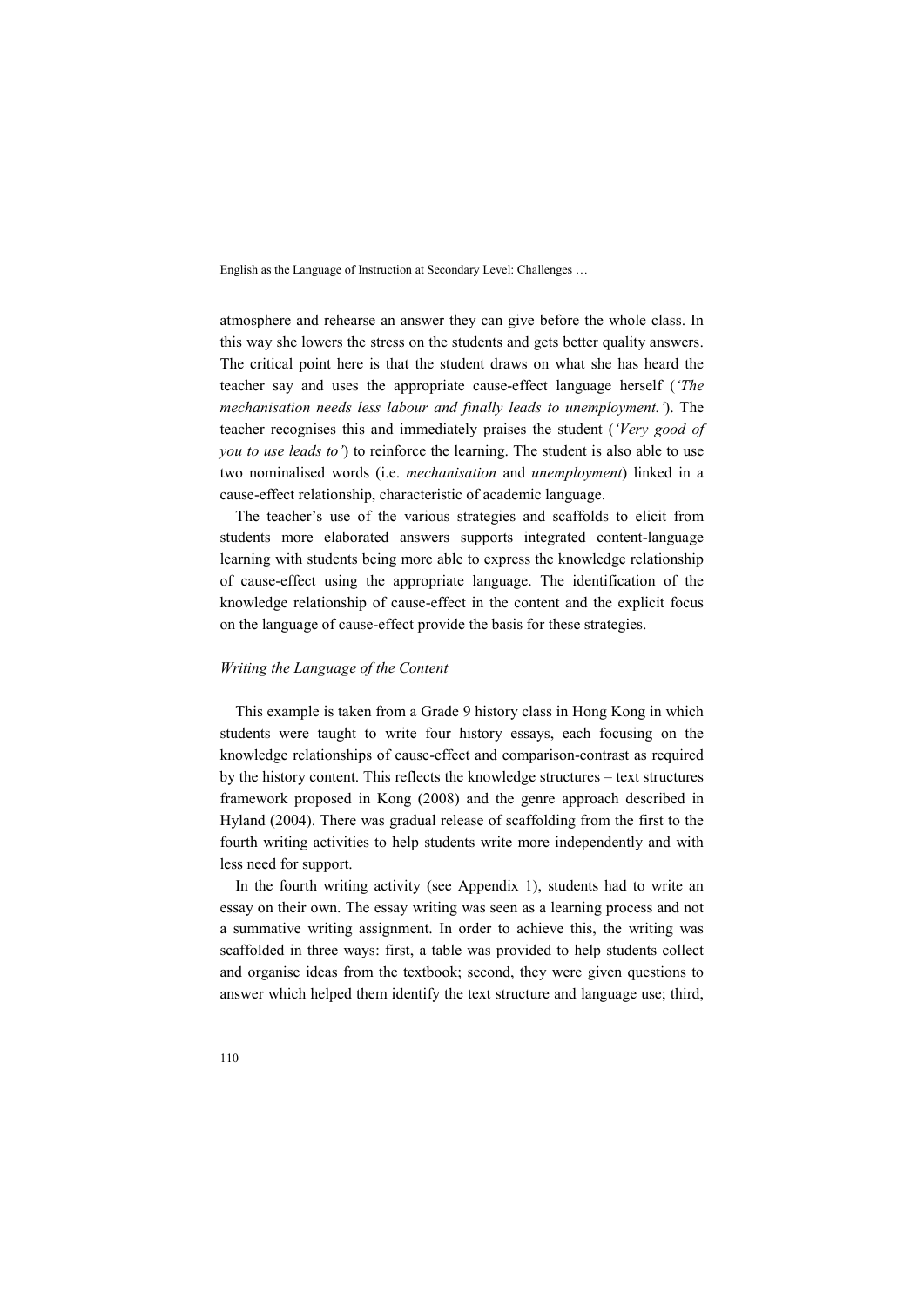atmosphere and rehearse an answer they can give before the whole class. In this way she lowers the stress on the students and gets better quality answers. The critical point here is that the student draws on what she has heard the teacher say and uses the appropriate cause-effect language herself (*'The mechanisation needs less labour and finally leads to unemployment.'*). The teacher recognises this and immediately praises the student (*'Very good of you to use leads to'*) to reinforce the learning. The student is also able to use two nominalised words (i.e. *mechanisation* and *unemployment*) linked in a cause-effect relationship, characteristic of academic language.

The teacher's use of the various strategies and scaffolds to elicit from students more elaborated answers supports integrated content-language learning with students being more able to express the knowledge relationship of cause-effect using the appropriate language. The identification of the knowledge relationship of cause-effect in the content and the explicit focus on the language of cause-effect provide the basis for these strategies.

### *Writing the Language of the Content*

This example is taken from a Grade 9 history class in Hong Kong in which students were taught to write four history essays, each focusing on the knowledge relationships of cause-effect and comparison-contrast as required by the history content. This reflects the knowledge structures – text structures framework proposed in Kong (2008) and the genre approach described in Hyland (2004). There was gradual release of scaffolding from the first to the fourth writing activities to help students write more independently and with less need for support.

In the fourth writing activity (see Appendix 1), students had to write an essay on their own. The essay writing was seen as a learning process and not a summative writing assignment. In order to achieve this, the writing was scaffolded in three ways: first, a table was provided to help students collect and organise ideas from the textbook; second, they were given questions to answer which helped them identify the text structure and language use; third,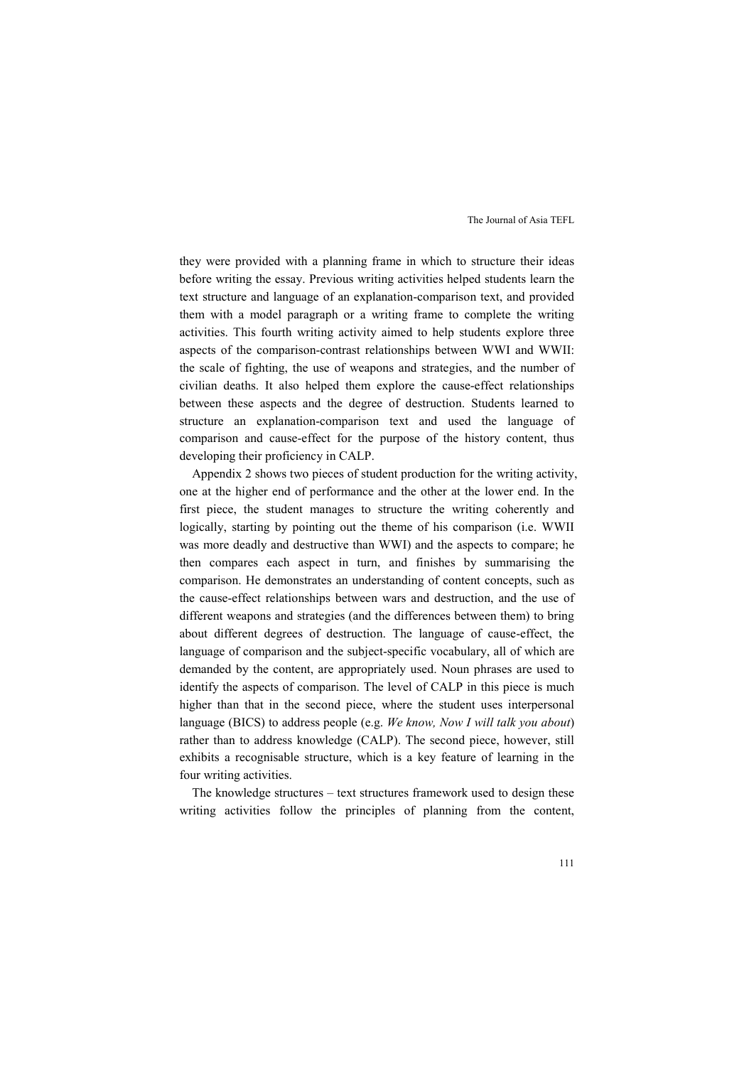they were provided with a planning frame in which to structure their ideas before writing the essay. Previous writing activities helped students learn the text structure and language of an explanation-comparison text, and provided them with a model paragraph or a writing frame to complete the writing activities. This fourth writing activity aimed to help students explore three aspects of the comparison-contrast relationships between WWI and WWII: the scale of fighting, the use of weapons and strategies, and the number of civilian deaths. It also helped them explore the cause-effect relationships between these aspects and the degree of destruction. Students learned to structure an explanation-comparison text and used the language of comparison and cause-effect for the purpose of the history content, thus developing their proficiency in CALP.

Appendix 2 shows two pieces of student production for the writing activity, one at the higher end of performance and the other at the lower end. In the first piece, the student manages to structure the writing coherently and logically, starting by pointing out the theme of his comparison (i.e. WWII was more deadly and destructive than WWI) and the aspects to compare; he then compares each aspect in turn, and finishes by summarising the comparison. He demonstrates an understanding of content concepts, such as the cause-effect relationships between wars and destruction, and the use of different weapons and strategies (and the differences between them) to bring about different degrees of destruction. The language of cause-effect, the language of comparison and the subject-specific vocabulary, all of which are demanded by the content, are appropriately used. Noun phrases are used to identify the aspects of comparison. The level of CALP in this piece is much higher than that in the second piece, where the student uses interpersonal language (BICS) to address people (e.g. *We know, Now I will talk you about*) rather than to address knowledge (CALP). The second piece, however, still exhibits a recognisable structure, which is a key feature of learning in the four writing activities.

The knowledge structures – text structures framework used to design these writing activities follow the principles of planning from the content,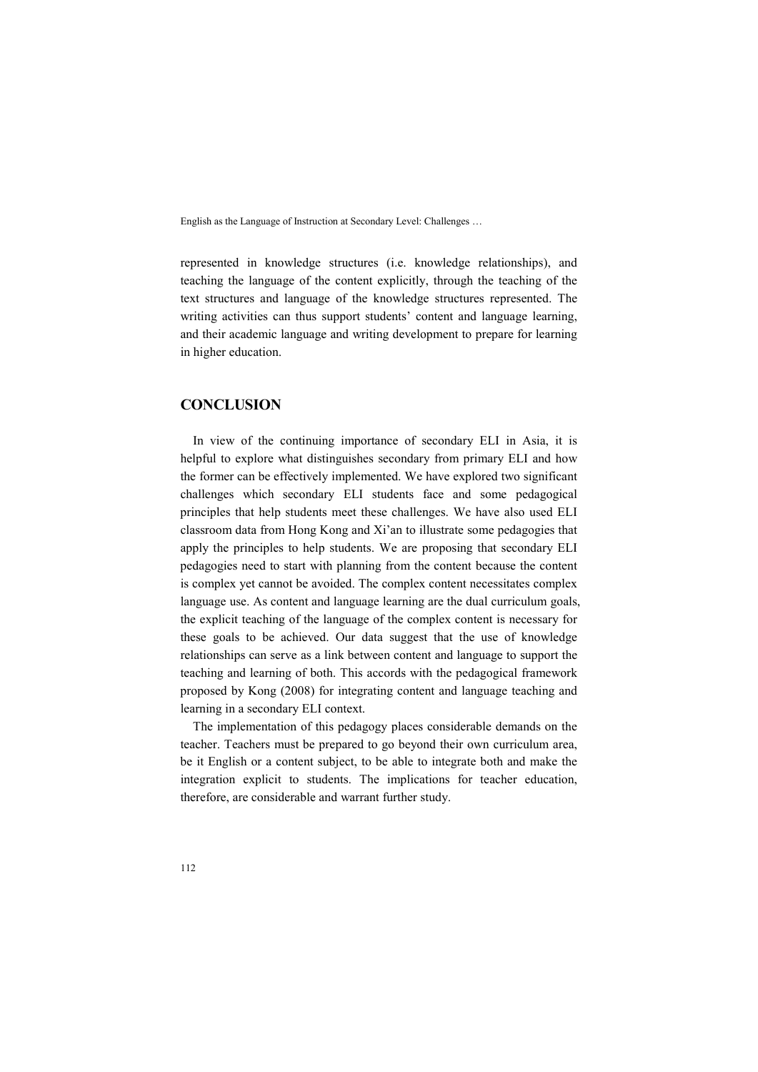represented in knowledge structures (i.e. knowledge relationships), and teaching the language of the content explicitly, through the teaching of the text structures and language of the knowledge structures represented. The writing activities can thus support students' content and language learning, and their academic language and writing development to prepare for learning in higher education.

## CONCLUSION

In view of the continuing importance of secondary ELI in Asia, it is helpful to explore what distinguishes secondary from primary ELI and how the former can be effectively implemented. We have explored two significant challenges which secondary ELI students face and some pedagogical principles that help students meet these challenges. We have also used ELI classroom data from Hong Kong and Xi'an to illustrate some pedagogies that apply the principles to help students. We are proposing that secondary ELI pedagogies need to start with planning from the content because the content is complex yet cannot be avoided. The complex content necessitates complex language use. As content and language learning are the dual curriculum goals, the explicit teaching of the language of the complex content is necessary for these goals to be achieved. Our data suggest that the use of knowledge relationships can serve as a link between content and language to support the teaching and learning of both. This accords with the pedagogical framework proposed by Kong (2008) for integrating content and language teaching and learning in a secondary ELI context.

The implementation of this pedagogy places considerable demands on the teacher. Teachers must be prepared to go beyond their own curriculum area, be it English or a content subject, to be able to integrate both and make the integration explicit to students. The implications for teacher education, therefore, are considerable and warrant further study.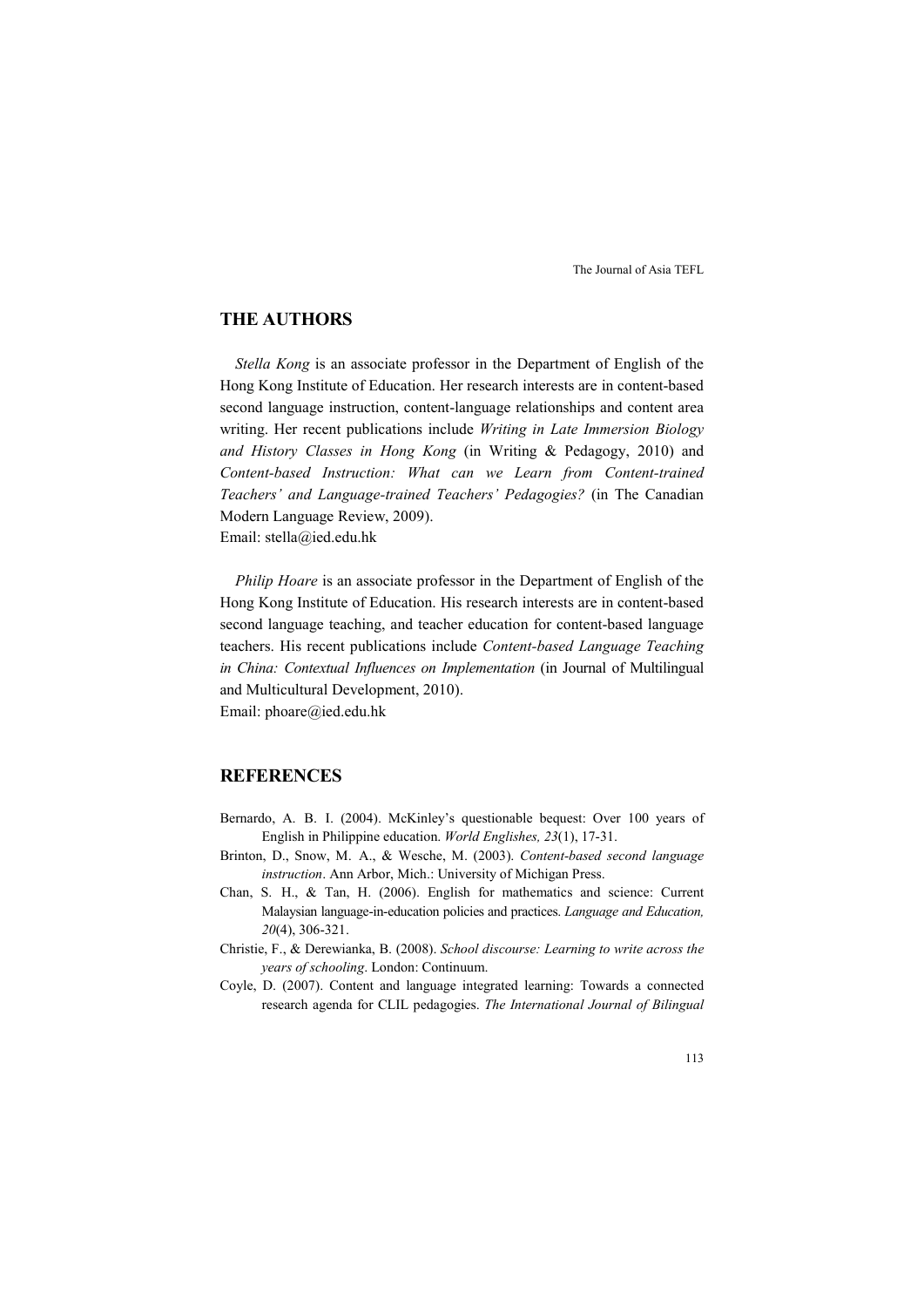## THE AUTHORS

*Stella Kong* is an associate professor in the Department of English of the Hong Kong Institute of Education. Her research interests are in content-based second language instruction, content-language relationships and content area writing. Her recent publications include *Writing in Late Immersion Biology and History Classes in Hong Kong* (in Writing & Pedagogy, 2010) and *Content-based Instruction: What can we Learn from Content-trained Teachers' and Language-trained Teachers' Pedagogies?* (in The Canadian Modern Language Review, 2009).
Email: stella@ied.edu.hk

*Philip Hoare* is an associate professor in the Department of English of the Hong Kong Institute of Education. His research interests are in content-based second language teaching, and teacher education for content-based language teachers. His recent publications include *Content-based Language Teaching in China: Contextual Influences on Implementation* (in Journal of Multilingual and Multicultural Development, 2010).
Email: phoare@ied.edu.hk

## REFERENCES

Bernardo, A. B. I. (2004). McKinley's questionable bequest: Over 100 years of English in Philippine education. *World Englishes, 23*(1), 17-31.

Brinton, D., Snow, M. A., & Wesche, M. (2003). *Content-based second language instruction*. Ann Arbor, Mich.: University of Michigan Press.

Chan, S. H., & Tan, H. (2006). English for mathematics and science: Current Malaysian language-in-education policies and practices. *Language and Education, 20*(4), 306-321.

Christie, F., & Derewianka, B. (2008). *School discourse: Learning to write across the years of schooling*. London: Continuum.

Coyle, D. (2007). Content and language integrated learning: Towards a connected research agenda for CLIL pedagogies. *The International Journal of Bilingual*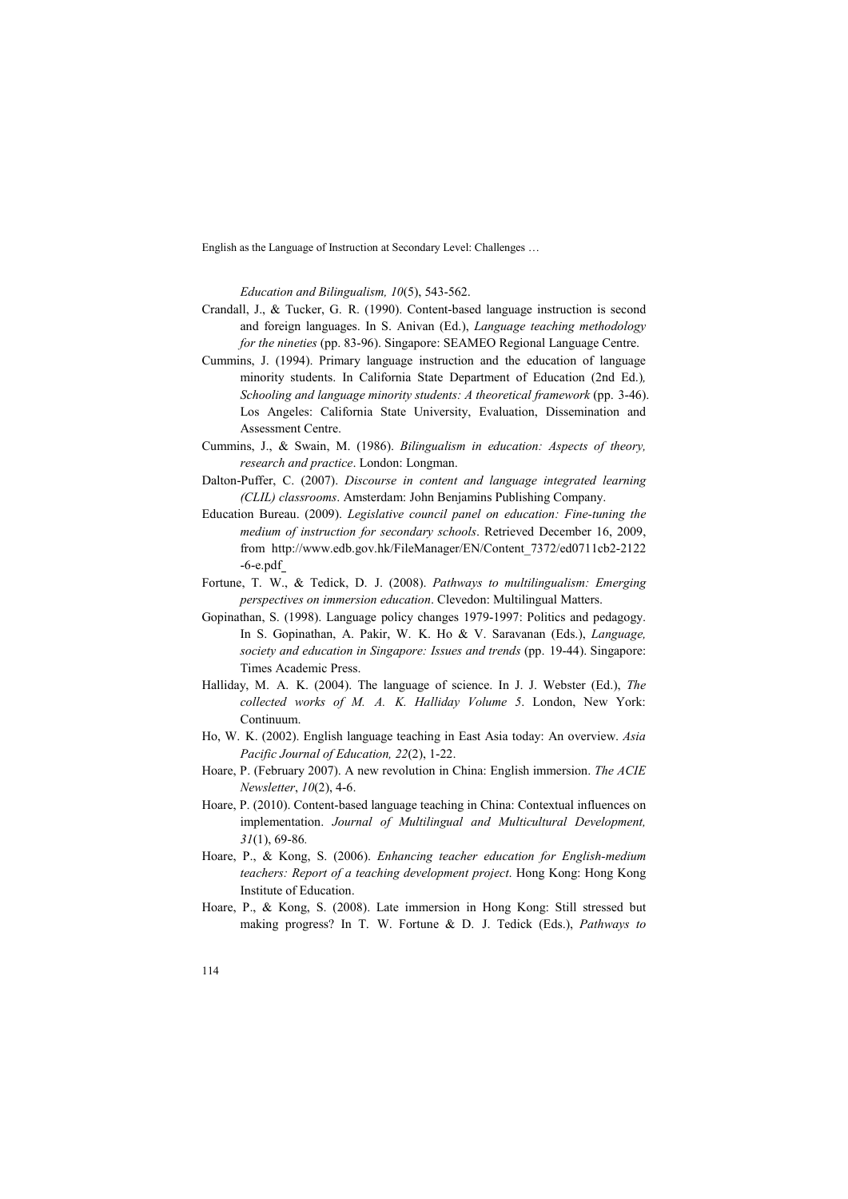*Education and Bilingualism, 10*(5), 543-562.

Crandall, J., & Tucker, G. R. (1990). Content-based language instruction is second and foreign languages. In S. Anivan (Ed.), *Language teaching methodology for the nineties* (pp. 83-96). Singapore: SEAMEO Regional Language Centre.

Cummins, J. (1994). Primary language instruction and the education of language minority students. In California State Department of Education (2nd Ed.), *Schooling and language minority students: A theoretical framework* (pp. 3-46). Los Angeles: California State University, Evaluation, Dissemination and Assessment Centre.

Cummins, J., & Swain, M. (1986). *Bilingualism in education: Aspects of theory, research and practice*. London: Longman.

Dalton-Puffer, C. (2007). *Discourse in content and language integrated learning (CLIL) classrooms*. Amsterdam: John Benjamins Publishing Company.

Education Bureau. (2009). *Legislative council panel on education: Fine-tuning the medium of instruction for secondary schools*. Retrieved December 16, 2009, from http://www.edb.gov.hk/FileManager/EN/Content_7372/ed0711cb2-2122-6-e.pdf

Fortune, T. W., & Tedick, D. J. (2008). *Pathways to multilingualism: Emerging perspectives on immersion education*. Clevedon: Multilingual Matters.

Gopinathan, S. (1998). Language policy changes 1979-1997: Politics and pedagogy. In S. Gopinathan, A. Pakir, W. K. Ho & V. Saravanan (Eds.), *Language, society and education in Singapore: Issues and trends* (pp. 19-44). Singapore: Times Academic Press.

Halliday, M. A. K. (2004). The language of science. In J. J. Webster (Ed.), *The collected works of M. A. K. Halliday Volume 5*. London, New York: Continuum.

Ho, W. K. (2002). English language teaching in East Asia today: An overview. *Asia Pacific Journal of Education, 22*(2), 1-22.

Hoare, P. (February 2007). A new revolution in China: English immersion. *The ACIE Newsletter*, *10*(2), 4-6.

Hoare, P. (2010). Content-based language teaching in China: Contextual influences on implementation. *Journal of Multilingual and Multicultural Development, 31*(1), 69-86.

Hoare, P., & Kong, S. (2006). *Enhancing teacher education for English-medium teachers: Report of a teaching development project*. Hong Kong: Hong Kong Institute of Education.

Hoare, P., & Kong, S. (2008). Late immersion in Hong Kong: Still stressed but making progress? In T. W. Fortune & D. J. Tedick (Eds.), *Pathways to*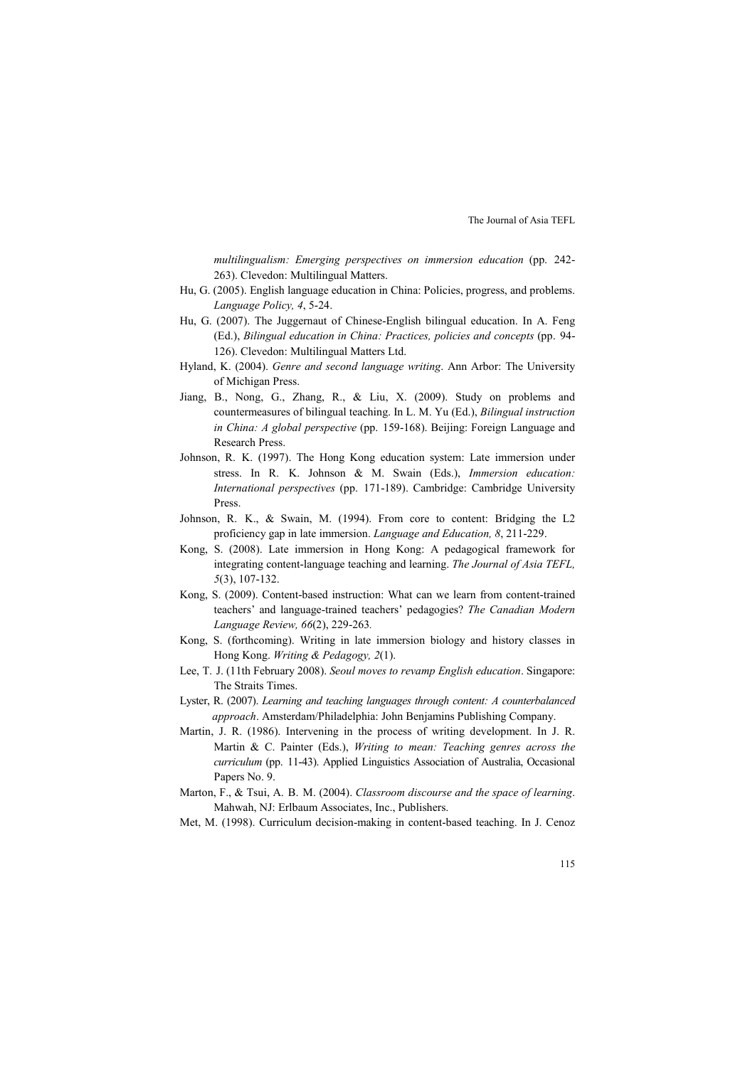*multilingualism: Emerging perspectives on immersion education* (pp. 242-263). Clevedon: Multilingual Matters.

Hu, G. (2005). English language education in China: Policies, progress, and problems. *Language Policy, 4*, 5-24.

Hu, G. (2007). The Juggernaut of Chinese-English bilingual education. In A. Feng (Ed.), *Bilingual education in China: Practices, policies and concepts* (pp. 94-126). Clevedon: Multilingual Matters Ltd.

Hyland, K. (2004). *Genre and second language writing*. Ann Arbor: The University of Michigan Press.

Jiang, B., Nong, G., Zhang, R., & Liu, X. (2009). Study on problems and countermeasures of bilingual teaching. In L. M. Yu (Ed.), *Bilingual instruction in China: A global perspective* (pp. 159-168). Beijing: Foreign Language and Research Press.

Johnson, R. K. (1997). The Hong Kong education system: Late immersion under stress. In R. K. Johnson & M. Swain (Eds.), *Immersion education: International perspectives* (pp. 171-189). Cambridge: Cambridge University Press.

Johnson, R. K., & Swain, M. (1994). From core to content: Bridging the L2 proficiency gap in late immersion. *Language and Education, 8*, 211-229.

Kong, S. (2008). Late immersion in Hong Kong: A pedagogical framework for integrating content-language teaching and learning. *The Journal of Asia TEFL, 5*(3), 107-132.

Kong, S. (2009). Content-based instruction: What can we learn from content-trained teachers' and language-trained teachers' pedagogies? *The Canadian Modern Language Review, 66*(2), 229-263.

Kong, S. (forthcoming). Writing in late immersion biology and history classes in Hong Kong. *Writing & Pedagogy, 2*(1).

Lee, T. J. (11th February 2008). *Seoul moves to revamp English education*. Singapore: The Straits Times.

Lyster, R. (2007). *Learning and teaching languages through content: A counterbalanced approach*. Amsterdam/Philadelphia: John Benjamins Publishing Company.

Martin, J. R. (1986). Intervening in the process of writing development. In J. R. Martin & C. Painter (Eds.), *Writing to mean: Teaching genres across the curriculum* (pp. 11-43). Applied Linguistics Association of Australia, Occasional Papers No. 9.

Marton, F., & Tsui, A. B. M. (2004). *Classroom discourse and the space of learning*. Mahwah, NJ: Erlbaum Associates, Inc., Publishers.

Met, M. (1998). Curriculum decision-making in content-based teaching. In J. Cenoz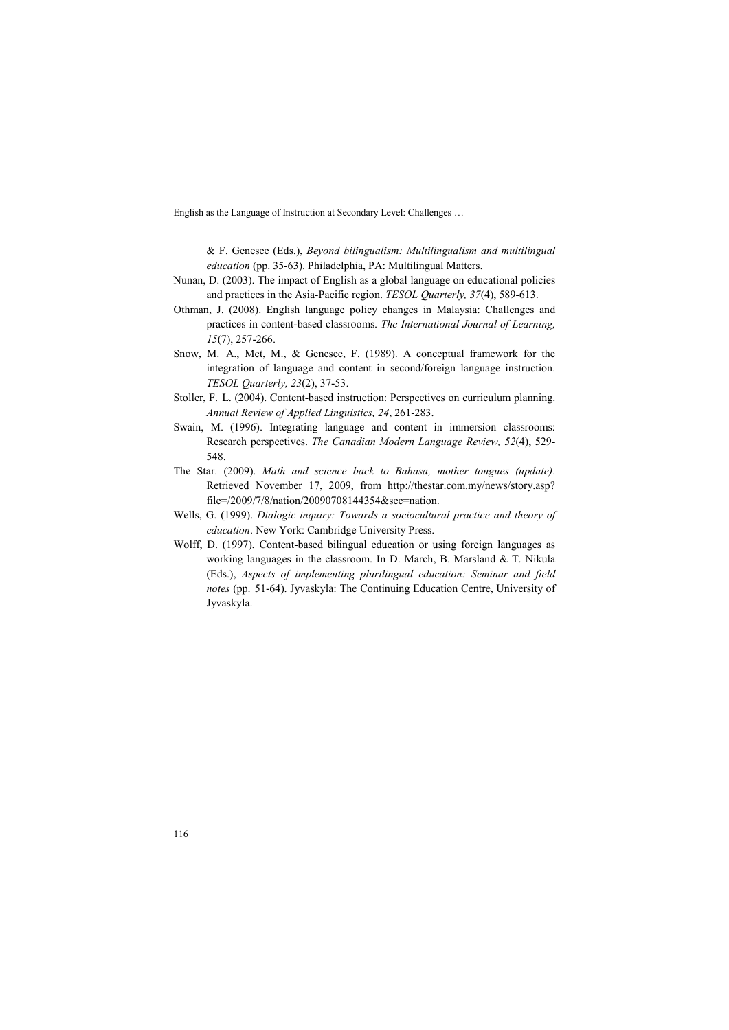& F. Genesee (Eds.), *Beyond bilingualism: Multilingualism and multilingual education* (pp. 35-63). Philadelphia, PA: Multilingual Matters.

Nunan, D. (2003). The impact of English as a global language on educational policies and practices in the Asia-Pacific region. *TESOL Quarterly, 37*(4), 589-613.

Othman, J. (2008). English language policy changes in Malaysia: Challenges and practices in content-based classrooms. *The International Journal of Learning, 15*(7), 257-266.

Snow, M. A., Met, M., & Genesee, F. (1989). A conceptual framework for the integration of language and content in second/foreign language instruction. *TESOL Quarterly, 23*(2), 37-53.

Stoller, F. L. (2004). Content-based instruction: Perspectives on curriculum planning. *Annual Review of Applied Linguistics, 24*, 261-283.

Swain, M. (1996). Integrating language and content in immersion classrooms: Research perspectives. *The Canadian Modern Language Review, 52*(4), 529-548.

The Star. (2009). *Math and science back to Bahasa, mother tongues (update)*. Retrieved November 17, 2009, from http://thestar.com.my/news/story.asp?file=/2009/7/8/nation/20090708144354&sec=nation.

Wells, G. (1999). *Dialogic inquiry: Towards a sociocultural practice and theory of education*. New York: Cambridge University Press.

Wolff, D. (1997). Content-based bilingual education or using foreign languages as working languages in the classroom. In D. March, B. Marsland & T. Nikula (Eds.), *Aspects of implementing plurilingual education: Seminar and field notes* (pp. 51-64). Jyvaskyla: The Continuing Education Centre, University of Jyvaskyla.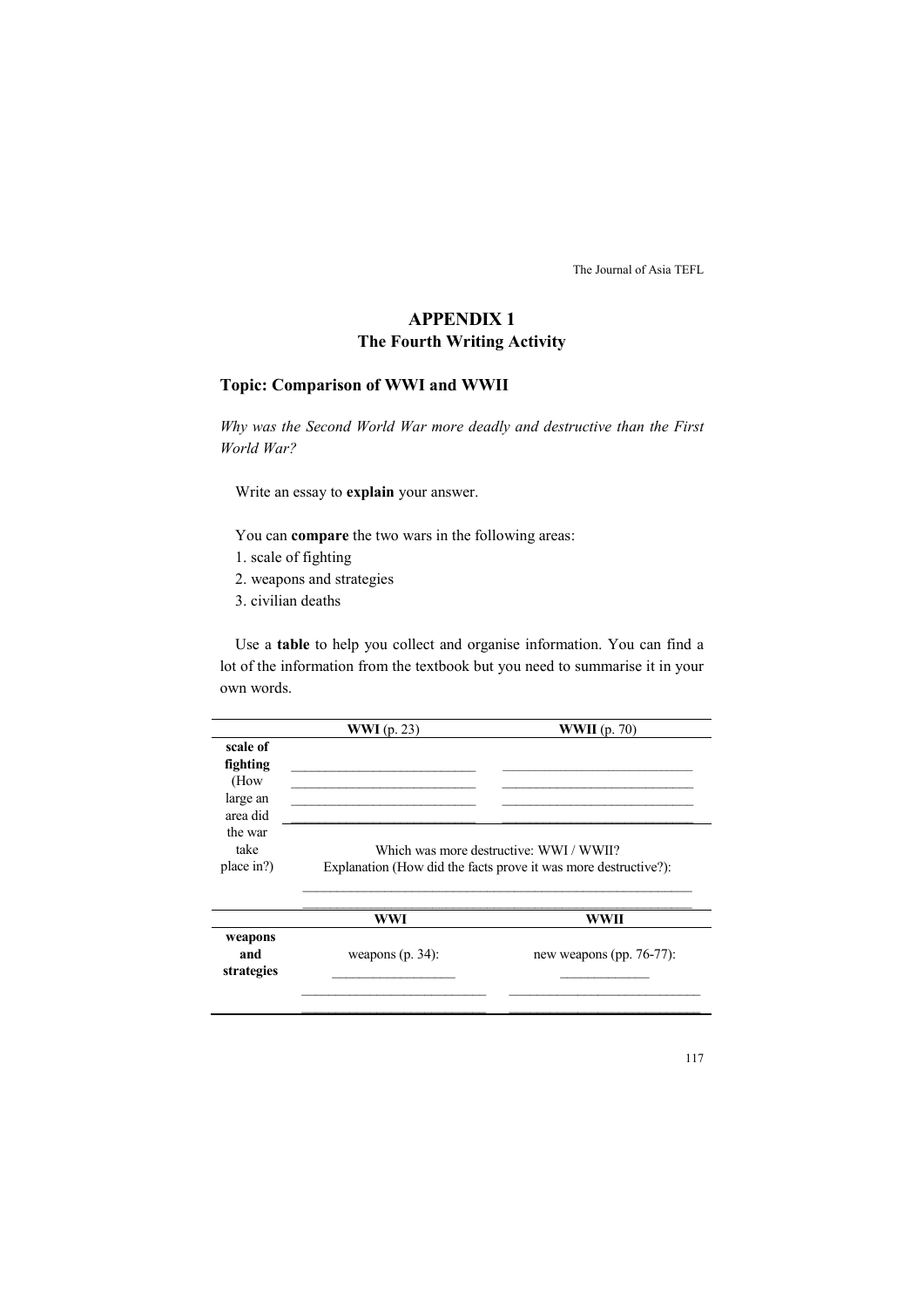## APPENDIX 1
## The Fourth Writing Activity

### Topic: Comparison of WWI and WWII

*Why was the Second World War more deadly and destructive than the First World War?*

Write an essay to **explain** your answer.

You can **compare** the two wars in the following areas:

1. scale of fighting
2. weapons and strategies
3. civilian deaths

Use a **table** to help you collect and organise information. You can find a lot of the information from the textbook but you need to summarise it in your own words.

| | **WWI** (p. 23) | **WWII** (p. 70) |
|---|---|---|
| **scale of fighting** (How large an area did the war take place in?) | ____________________________<br>____________________________<br>____________________________<br>____________________________ | ____________________________<br>____________________________<br>____________________________<br>____________________________ |
| | Which was more destructive: WWI / WWII?<br>Explanation (How did the facts prove it was more destructive?):<br>____________________________________________________________<br>____________________________________________________________ | |
| | **WWI** | **WWII** |
| **weapons and strategies** | weapons (p. 34):<br>____________________<br>____________________________<br>____________________________ | new weapons (pp. 76-77):<br>______________<br>____________________________<br>____________________________ |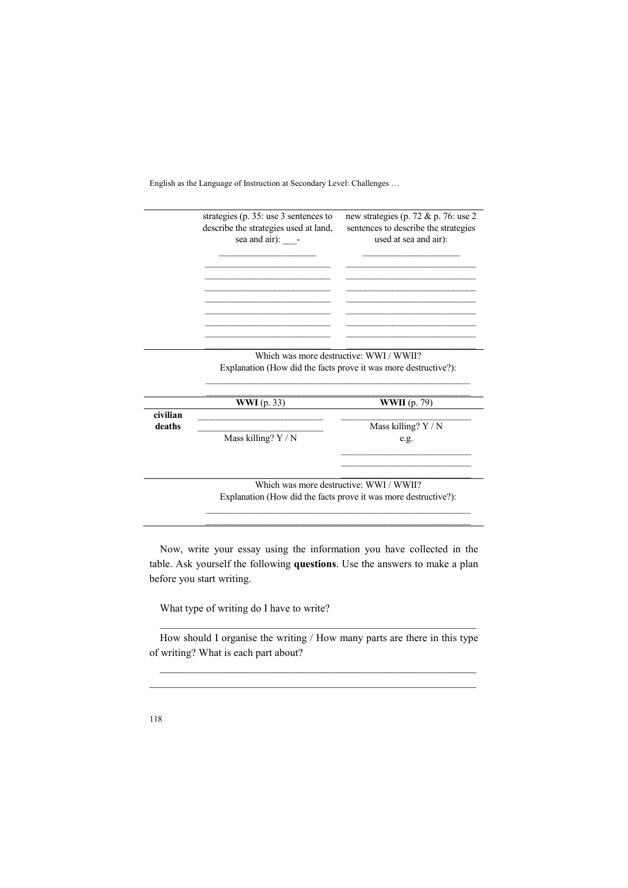| | | |
|---|---|---|
| | strategies (p. 35: use 3 sentences to describe the strategies used at land, sea and air): ___- ____________________ ____________________ ____________________ ____________________ ____________________ ____________________ ____________________ ____________________ ____________________ | new strategies (p. 72 & p. 76: use 2 sentences to describe the strategies used at sea and air): ____________________ ____________________ ____________________ ____________________ ____________________ ____________________ ____________________ ____________________ ____________________ |
| | Which was more destructive: WWI / WWII? Explanation (How did the facts prove it was more destructive?): ________________________________________ ________________________________________ | |
| | **WWI** (p. 33) | **WWII** (p. 79) |
| **civilian deaths** | ____________________ ____________________ Mass killing? Y / N | ____________________ Mass killing? Y / N e.g. ____________________ ____________________ ____________________ |
| | Which was more destructive: WWI / WWII? Explanation (How did the facts prove it was more destructive?): ________________________________________ ________________________________________ | |

Now, write your essay using the information you have collected in the table. Ask yourself the following **questions**. Use the answers to make a plan before you start writing.

What type of writing do I have to write?

____________________________________________________________

How should I organise the writing / How many parts are there in this type of writing? What is each part about?

____________________________________________________________

____________________________________________________________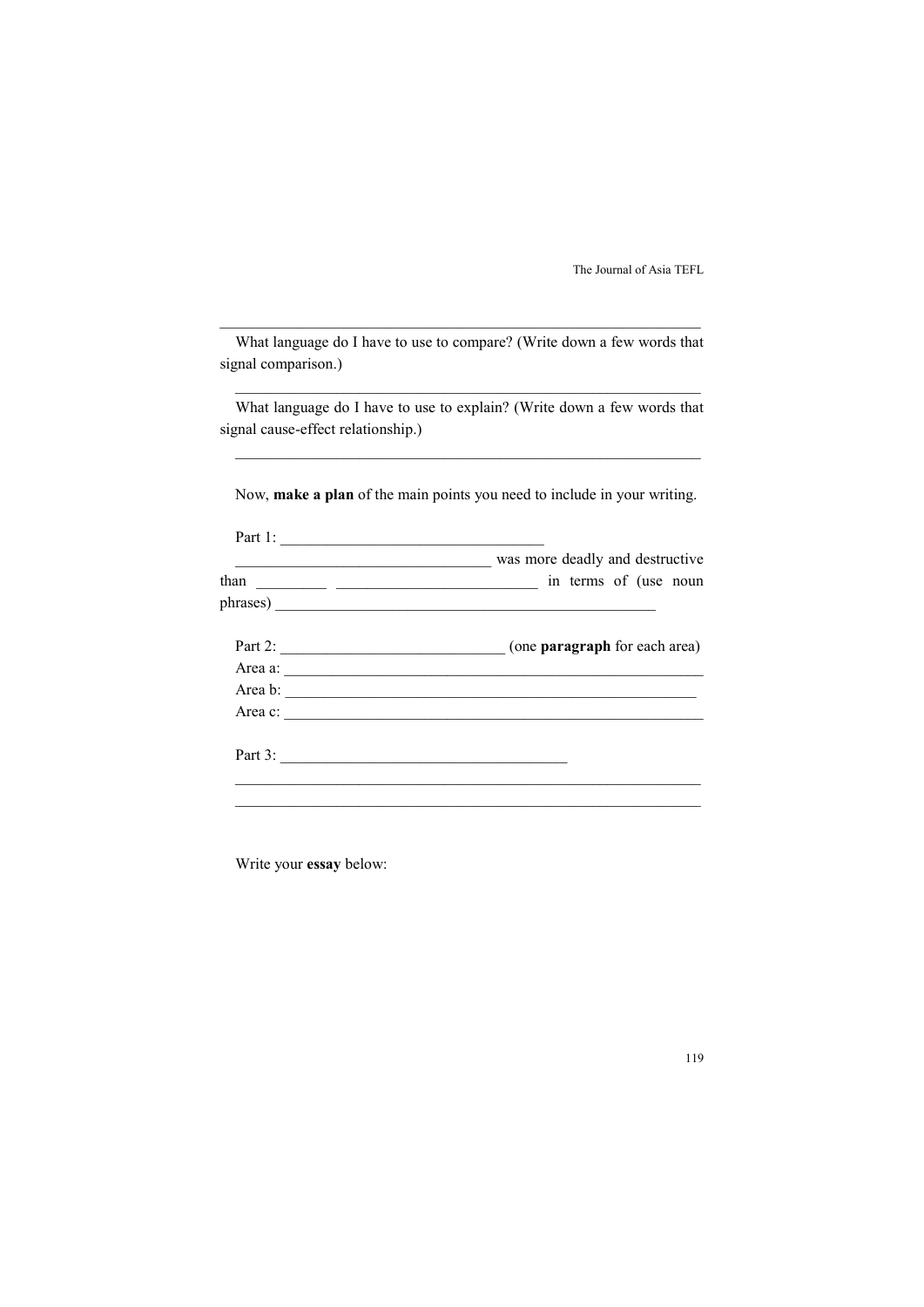\_\_\_\_\_\_\_\_\_\_\_\_\_\_\_\_\_\_\_\_\_\_\_\_\_\_\_\_\_\_\_\_\_\_\_\_\_\_\_\_\_\_\_\_\_\_\_\_\_\_\_\_\_\_\_\_\_\_\_\_

What language do I have to use to compare? (Write down a few words that signal comparison.)

\_\_\_\_\_\_\_\_\_\_\_\_\_\_\_\_\_\_\_\_\_\_\_\_\_\_\_\_\_\_\_\_\_\_\_\_\_\_\_\_\_\_\_\_\_\_\_\_\_\_\_\_\_\_\_\_\_\_\_\_

What language do I have to use to explain? (Write down a few words that signal cause-effect relationship.)

\_\_\_\_\_\_\_\_\_\_\_\_\_\_\_\_\_\_\_\_\_\_\_\_\_\_\_\_\_\_\_\_\_\_\_\_\_\_\_\_\_\_\_\_\_\_\_\_\_\_\_\_\_\_\_\_\_\_\_\_

Now, **make a plan** of the main points you need to include in your writing.

Part 1: \_\_\_\_\_\_\_\_\_\_\_\_\_\_\_\_\_\_\_\_\_\_\_\_\_\_\_\_\_\_\_\_\_\_\_\_

\_\_\_\_\_\_\_\_\_\_\_\_\_\_\_\_\_\_\_\_\_\_\_\_\_\_\_\_\_\_\_\_\_\_\_ was more deadly and destructive than \_\_\_\_\_\_\_\_\_\_ \_\_\_\_\_\_\_\_\_\_\_\_\_\_\_\_\_\_\_\_\_\_\_\_\_\_\_\_ in terms of (use noun phrases) \_\_\_\_\_\_\_\_\_\_\_\_\_\_\_\_\_\_\_\_\_\_\_\_\_\_\_\_\_\_\_\_\_\_\_\_\_\_\_\_\_\_\_\_\_\_\_\_\_\_\_\_

Part 2: \_\_\_\_\_\_\_\_\_\_\_\_\_\_\_\_\_\_\_\_\_\_\_\_\_\_\_\_\_\_\_\_ (one **paragraph** for each area)

Area a: \_\_\_\_\_\_\_\_\_\_\_\_\_\_\_\_\_\_\_\_\_\_\_\_\_\_\_\_\_\_\_\_\_\_\_\_\_\_\_\_\_\_\_\_\_\_\_\_\_\_\_\_\_\_\_\_

Area b: \_\_\_\_\_\_\_\_\_\_\_\_\_\_\_\_\_\_\_\_\_\_\_\_\_\_\_\_\_\_\_\_\_\_\_\_\_\_\_\_\_\_\_\_\_\_\_\_\_\_\_\_\_\_\_

Area c: \_\_\_\_\_\_\_\_\_\_\_\_\_\_\_\_\_\_\_\_\_\_\_\_\_\_\_\_\_\_\_\_\_\_\_\_\_\_\_\_\_\_\_\_\_\_\_\_\_\_\_\_\_\_\_\_

Part 3: \_\_\_\_\_\_\_\_\_\_\_\_\_\_\_\_\_\_\_\_\_\_\_\_\_\_\_\_\_\_\_\_\_\_\_\_\_\_\_\_

\_\_\_\_\_\_\_\_\_\_\_\_\_\_\_\_\_\_\_\_\_\_\_\_\_\_\_\_\_\_\_\_\_\_\_\_\_\_\_\_\_\_\_\_\_\_\_\_\_\_\_\_\_\_\_\_\_\_\_\_

\_\_\_\_\_\_\_\_\_\_\_\_\_\_\_\_\_\_\_\_\_\_\_\_\_\_\_\_\_\_\_\_\_\_\_\_\_\_\_\_\_\_\_\_\_\_\_\_\_\_\_\_\_\_\_\_\_\_\_\_

Write your **essay** below: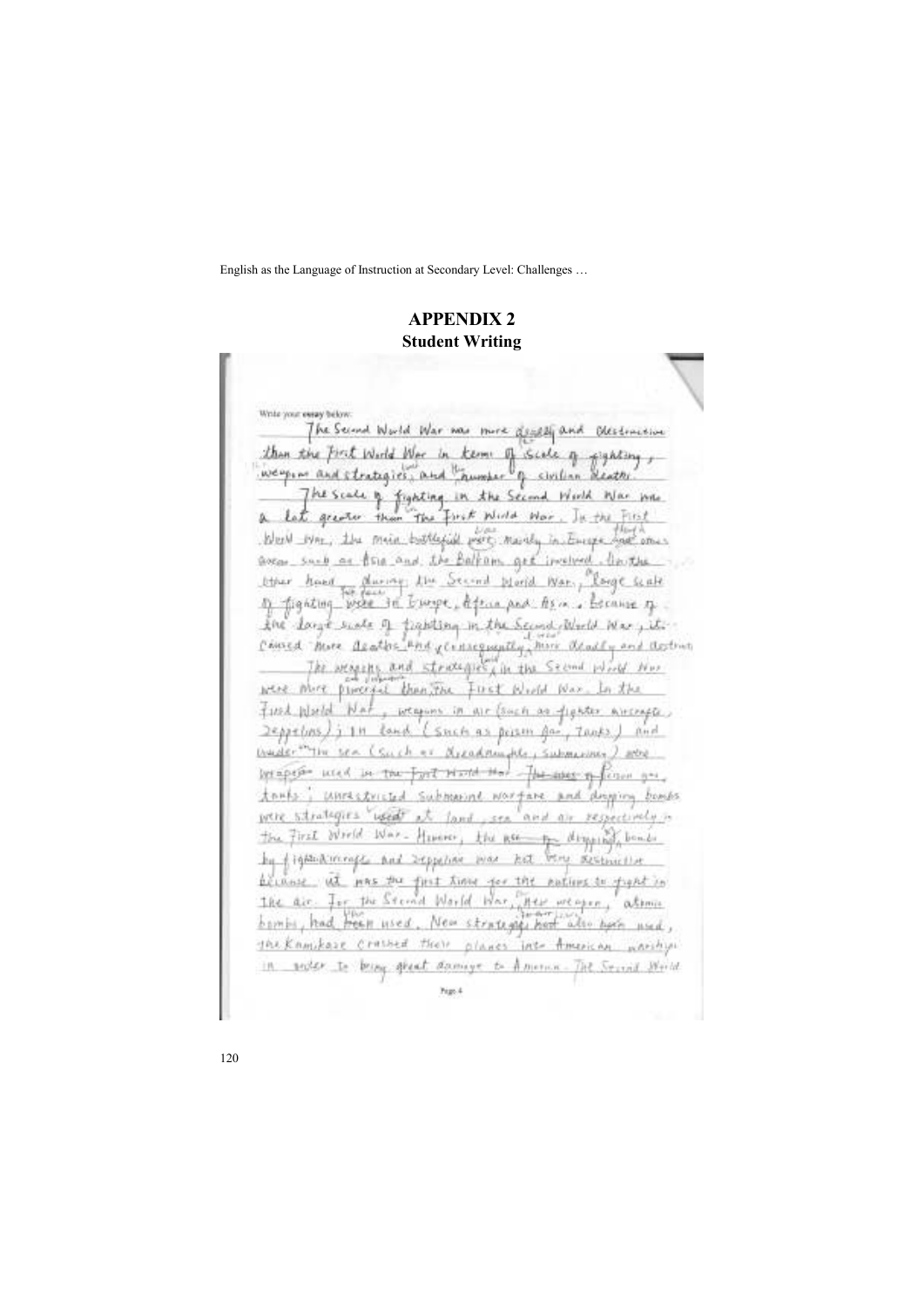# APPENDIX 2

## Student Writing

Write your essay below:

The Second World War was more deadly and destructive than the First World War in terms of scale of fighting, weapons and strategies used and the number of civilian deaths.

The scale of fighting in the Second World War was a lot greater than the First World War. In the First World War, the main battlefield was mainly in Europe though other areas such as Asia and the Balkans get involved. On the other hand, during the Second World War, large scale of fighting were in Europe, Africa and Asia. Because of the large scale of fighting in the Second World War, it caused more deaths and consequently, more deadly and destructive.

The weapons and strategies used in the Second World War were more powerful than the First World War. In the First World War, weapons in air (such as fighter aircrafts, Zeppelins); in land (such as poison gas, Tanks) and under the sea (such as dreadnoughts, submarines) were weapons used in the First World War. The uses of poison gas, tanks; unrestricted submarine warfare and dropping bombs were strategies used at land, sea and air respectively in the First World War. However, the use of dropping bombs by fighter aircrafts and Zeppelins was not very destructive because it was the first time for the nations to fight in the air. For the Second World War, new weapon, atomic bombs, had been used. New strategies had also been used, the Kamikaze crashed their planes into American warships in order to bring great damage to America. The Second World

Page 4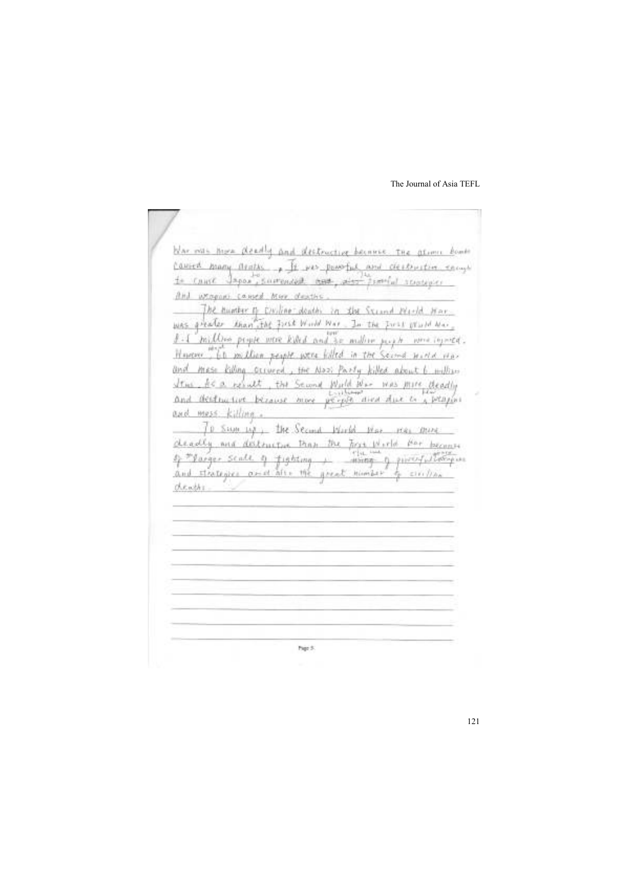War was more deadly and destructive because the atomic bombs caused many deaths. It was powerful and destructive enough to cause Japan to surrender, also the powerful strategies and weapons caused more deaths.

The number of civilian deaths in the Second World War was greater than the First World War. In the First World War, 8.5 million people were killed and 30 million people were injured. However, about 60 million people were killed in the Second World War and mass killing occurred, the Nazi Party killed about 6 million Jews. As a result, the Second World War was more deadly and destructive because more civilians died due to new weapons and mass killing.

To sum up, the Second World War was more deadly and destructive than the First World War because of larger scale of fighting, the use of powerful weapons and strategies and also the great number of civilian deaths.

Page 5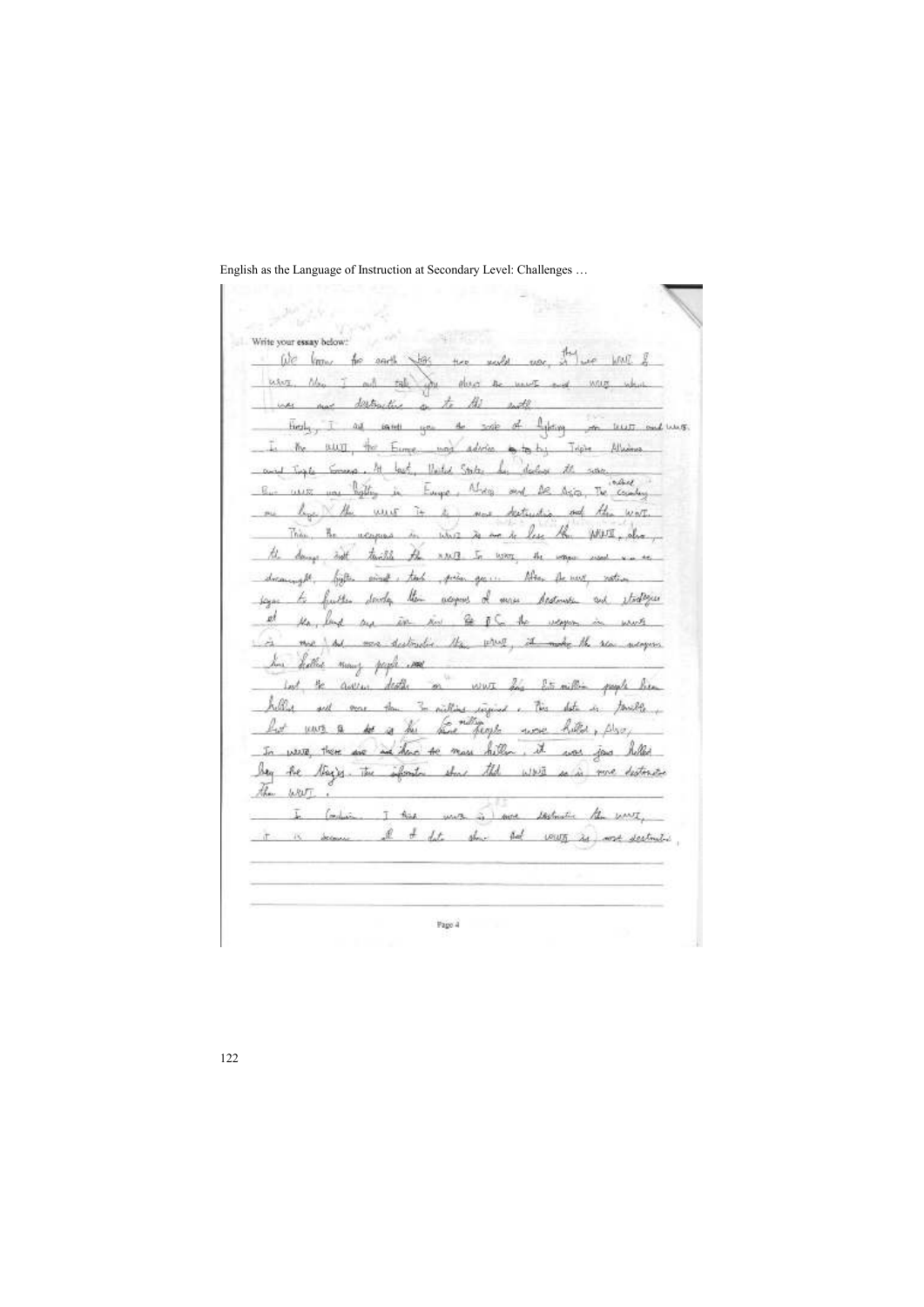Write your essay below:

We know the earth has two world war, they are WWI & WWII. Now I will tell you about the WWI and WWII which was more destructive on the the earth.

Firstly, I will explain you the side of fighting on WWI and WWII. In the WWI, the Europe was divided to two Triple Alliance and Triple Entente. At last, United States has declared the war. But WWII was fighting in Europe, Africa and the Asia. The countries involved are larger than WWI. It is more destructive and than WWI.

Then, the weapons in WWI is more less than WWII, also, the damage that terrible the WWII. In WWII, the weapon used are ... aircraft, fighter aircraft, tank, poison gas... After the war, nations began to further develop their weapons of mass destruction and strategies at sea, land and air. So the weapon in WWII is more and more destructive than WWI, it make the new weapons has killed many people.

Last, the average death on WWI has 8.5 million people been killed and more than 21 million injured. This data is terrible, but WWII is about 60 million people were killed. Also, In WWII, there are ... the mass killing, it was Jews killed by the Nazis. This information show that WWII is more destructive than WWI.

In conclusion, I think WWII is more destructive than WWI, it is because all of data show that WWII is most destructive.

Page 4